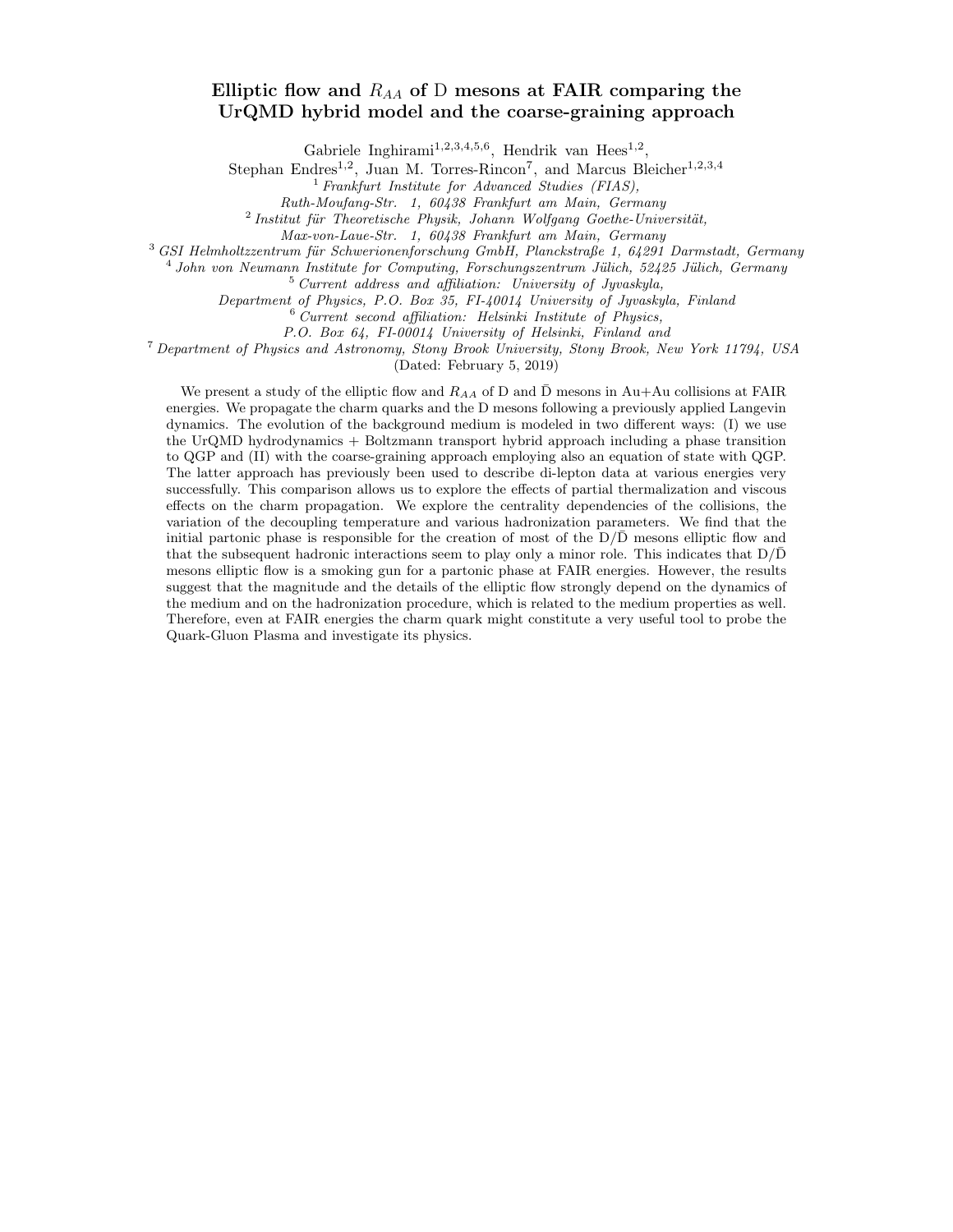# Elliptic flow and $R_{AA}$ of D mesons at FAIR comparing the UrQMD hybrid model and the coarse-graining approach

Gabriele Inghirami[1,2,3,4,5,6], Hendrik van Hees[1,2],
Stephan Endres[1,2], Juan M. Torres-Rincon[7], and Marcus Bleicher[1,2,3,4]

[1] *Frankfurt Institute for Advanced Studies (FIAS), Ruth-Moufang-Str. 1, 60438 Frankfurt am Main, Germany*

[2] *Institut für Theoretische Physik, Johann Wolfgang Goethe-Universität, Max-von-Laue-Str. 1, 60438 Frankfurt am Main, Germany*

[3] *GSI Helmholtzzentrum für Schwerionenforschung GmbH, Planckstraße 1, 64291 Darmstadt, Germany*

[4] *John von Neumann Institute for Computing, Forschungszentrum Jülich, 52425 Jülich, Germany*

[5] *Current address and affiliation: University of Jyvaskyla, Department of Physics, P.O. Box 35, FI-40014 University of Jyvaskyla, Finland*

[6] *Current second affiliation: Helsinki Institute of Physics, P.O. Box 64, FI-00014 University of Helsinki, Finland and*

[7] *Department of Physics and Astronomy, Stony Brook University, Stony Brook, New York 11794, USA*

(Dated: February 5, 2019)

We present a study of the elliptic flow and $R_{AA}$ of D and $\bar{\mathrm{D}}$ mesons in Au+Au collisions at FAIR energies. We propagate the charm quarks and the D mesons following a previously applied Langevin dynamics. The evolution of the background medium is modeled in two different ways: (I) we use the UrQMD hydrodynamics + Boltzmann transport hybrid approach including a phase transition to QGP and (II) with the coarse-graining approach employing also an equation of state with QGP. The latter approach has previously been used to describe di-lepton data at various energies very successfully. This comparison allows us to explore the effects of partial thermalization and viscous effects on the charm propagation. We explore the centrality dependencies of the collisions, the variation of the decoupling temperature and various hadronization parameters. We find that the initial partonic phase is responsible for the creation of most of the D/$\bar{\mathrm{D}}$ mesons elliptic flow and that the subsequent hadronic interactions seem to play only a minor role. This indicates that D/$\bar{\mathrm{D}}$ mesons elliptic flow is a smoking gun for a partonic phase at FAIR energies. However, the results suggest that the magnitude and the details of the elliptic flow strongly depend on the dynamics of the medium and on the hadronization procedure, which is related to the medium properties as well. Therefore, even at FAIR energies the charm quark might constitute a very useful tool to probe the Quark-Gluon Plasma and investigate its physics.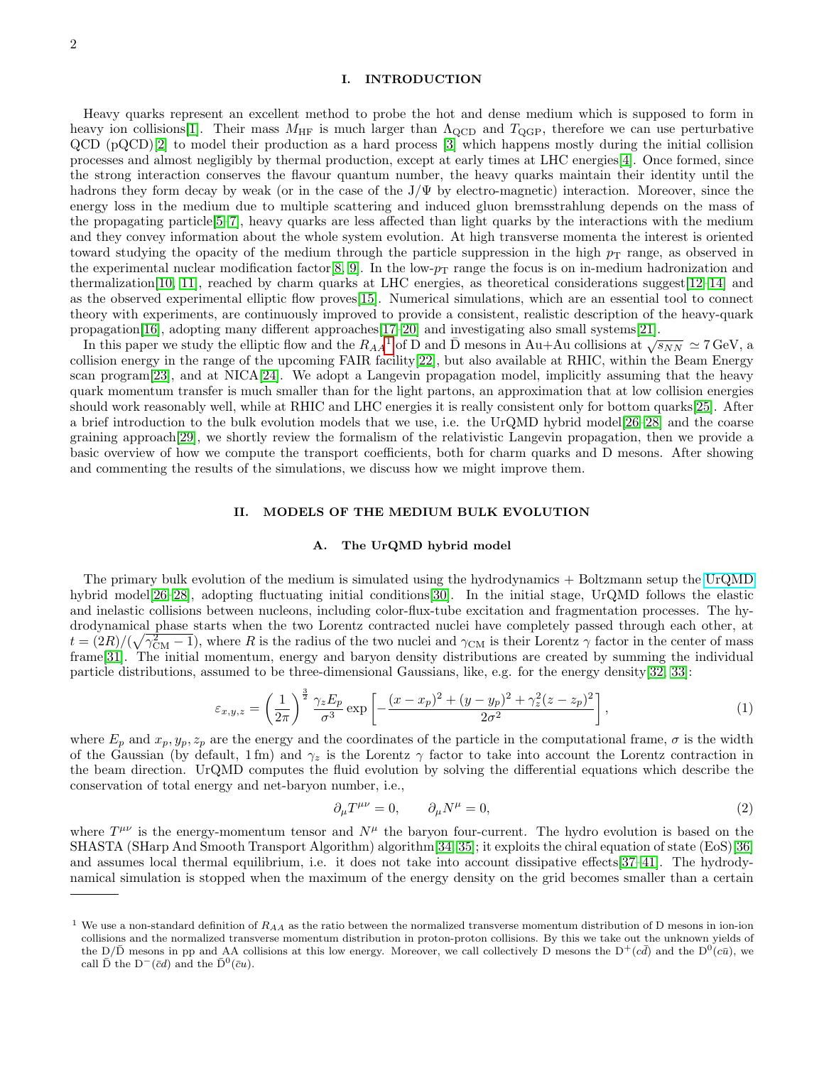## I. INTRODUCTION

Heavy quarks represent an excellent method to probe the hot and dense medium which is supposed to form in heavy ion collisions[1]. Their mass $M_{\rm HF}$ is much larger than $\Lambda_{\rm QCD}$ and $T_{\rm QGP}$, therefore we can use perturbative QCD (pQCD)[2] to model their production as a hard process [3] which happens mostly during the initial collision processes and almost negligibly by thermal production, except at early times at LHC energies[4]. Once formed, since the strong interaction conserves the flavour quantum number, the heavy quarks maintain their identity until the hadrons they form decay by weak (or in the case of the J/Ψ by electro-magnetic) interaction. Moreover, since the energy loss in the medium due to multiple scattering and induced gluon bremsstrahlung depends on the mass of the propagating particle[5–7], heavy quarks are less affected than light quarks by the interactions with the medium and they convey information about the whole system evolution. At high transverse momenta the interest is oriented toward studying the opacity of the medium through the particle suppression in the high $p_{\rm T}$ range, as observed in the experimental nuclear modification factor[8, 9]. In the low-$p_{\rm T}$ range the focus is on in-medium hadronization and thermalization[10, 11], reached by charm quarks at LHC energies, as theoretical considerations suggest[12–14] and as the observed experimental elliptic flow proves[15]. Numerical simulations, which are an essential tool to connect theory with experiments, are continuously improved to provide a consistent, realistic description of the heavy-quark propagation[16], adopting many different approaches[17–20] and investigating also small systems[21].

In this paper we study the elliptic flow and the $R_{AA}$[1] of D and $\bar{\rm D}$ mesons in Au+Au collisions at $\sqrt{s_{NN}} \simeq 7\,{\rm GeV}$, a collision energy in the range of the upcoming FAIR facility[22], but also available at RHIC, within the Beam Energy scan program[23], and at NICA[24]. We adopt a Langevin propagation model, implicitly assuming that the heavy quark momentum transfer is much smaller than for the light partons, an approximation that at low collision energies should work reasonably well, while at RHIC and LHC energies it is really consistent only for bottom quarks[25]. After a brief introduction to the bulk evolution models that we use, i.e. the UrQMD hybrid model[26–28] and the coarse graining approach[29], we shortly review the formalism of the relativistic Langevin propagation, then we provide a basic overview of how we compute the transport coefficients, both for charm quarks and D mesons. After showing and commenting the results of the simulations, we discuss how we might improve them.

## II. MODELS OF THE MEDIUM BULK EVOLUTION

### A. The UrQMD hybrid model

The primary bulk evolution of the medium is simulated using the hydrodynamics + Boltzmann setup the UrQMD hybrid model[26–28], adopting fluctuating initial conditions[30]. In the initial stage, UrQMD follows the elastic and inelastic collisions between nucleons, including color-flux-tube excitation and fragmentation processes. The hydrodynamical phase starts when the two Lorentz contracted nuclei have completely passed through each other, at $t = (2R)/(\sqrt{\gamma_{\rm CM}^2 - 1})$, where $R$ is the radius of the two nuclei and $\gamma_{\rm CM}$ is their Lorentz $\gamma$ factor in the center of mass frame[31]. The initial momentum, energy and baryon density distributions are created by summing the individual particle distributions, assumed to be three-dimensional Gaussians, like, e.g. for the energy density[32, 33]:

$$\varepsilon_{x,y,z} = \left(\frac{1}{2\pi}\right)^{\frac{3}{2}} \frac{\gamma_z E_p}{\sigma^3} \exp\left[-\frac{(x-x_p)^2 + (y-y_p)^2 + \gamma_z^2(z-z_p)^2}{2\sigma^2}\right], \tag{1}$$

where $E_p$ and $x_p, y_p, z_p$ are the energy and the coordinates of the particle in the computational frame, $\sigma$ is the width of the Gaussian (by default, 1 fm) and $\gamma_z$ is the Lorentz $\gamma$ factor to take into account the Lorentz contraction in the beam direction. UrQMD computes the fluid evolution by solving the differential equations which describe the conservation of total energy and net-baryon number, i.e.,

$$\partial_\mu T^{\mu\nu} = 0, \qquad \partial_\mu N^\mu = 0, \tag{2}$$

where $T^{\mu\nu}$ is the energy-momentum tensor and $N^\mu$ the baryon four-current. The hydro evolution is based on the SHASTA (SHarp And Smooth Transport Algorithm) algorithm[34, 35]; it exploits the chiral equation of state (EoS)[36] and assumes local thermal equilibrium, i.e. it does not take into account dissipative effects[37–41]. The hydrodynamical simulation is stopped when the maximum of the energy density on the grid becomes smaller than a certain

---

[1] We use a non-standard definition of $R_{AA}$ as the ratio between the normalized transverse momentum distribution of D mesons in ion-ion collisions and the normalized transverse momentum distribution in proton-proton collisions. By this we take out the unknown yields of the D/$\bar{\rm D}$ mesons in pp and AA collisions at this low energy. Moreover, we call collectively D mesons the ${\rm D}^+(c\bar{d})$ and the ${\rm D}^0(c\bar{u})$, we call $\bar{\rm D}$ the ${\rm D}^-(\bar{c}d)$ and the $\bar{\rm D}^0(\bar{c}u)$.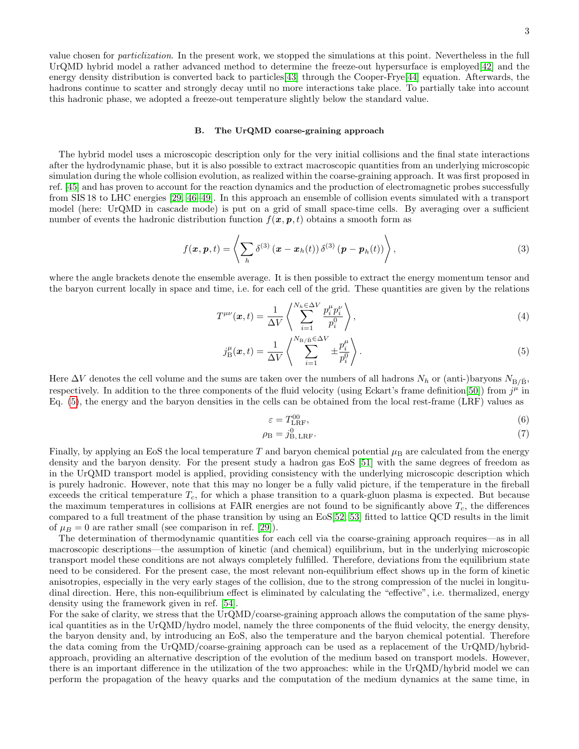value chosen for *particlization*. In the present work, we stopped the simulations at this point. Nevertheless in the full UrQMD hybrid model a rather advanced method to determine the freeze-out hypersurface is employed[42] and the energy density distribution is converted back to particles[43] through the Cooper-Frye[44] equation. Afterwards, the hadrons continue to scatter and strongly decay until no more interactions take place. To partially take into account this hadronic phase, we adopted a freeze-out temperature slightly below the standard value.

### B. The UrQMD coarse-graining approach

The hybrid model uses a microscopic description only for the very initial collisions and the final state interactions after the hydrodynamic phase, but it is also possible to extract macroscopic quantities from an underlying microscopic simulation during the whole collision evolution, as realized within the coarse-graining approach. It was first proposed in ref. [45] and has proven to account for the reaction dynamics and the production of electromagnetic probes successfully from SIS 18 to LHC energies [29, 46–49]. In this approach an ensemble of collision events simulated with a transport model (here: UrQMD in cascade mode) is put on a grid of small space-time cells. By averaging over a sufficient number of events the hadronic distribution function $f(\boldsymbol{x}, \boldsymbol{p}, t)$ obtains a smooth form as

$$f(\boldsymbol{x}, \boldsymbol{p}, t) = \left\langle \sum_h \delta^{(3)}\left(\boldsymbol{x} - \boldsymbol{x}_h(t)\right) \delta^{(3)}\left(\boldsymbol{p} - \boldsymbol{p}_h(t)\right) \right\rangle, \tag{3}$$

where the angle brackets denote the ensemble average. It is then possible to extract the energy momentum tensor and the baryon current locally in space and time, i.e. for each cell of the grid. These quantities are given by the relations

$$T^{\mu\nu}(\boldsymbol{x}, t) = \frac{1}{\Delta V} \left\langle \sum_{i=1}^{N_h \in \Delta V} \frac{p_i^\mu p_i^\nu}{p_i^0} \right\rangle, \tag{4}$$

$$j_{\mathrm{B}}^\mu(\boldsymbol{x}, t) = \frac{1}{\Delta V} \left\langle \sum_{i=1}^{N_{\mathrm{B}/\bar{\mathrm{B}}} \in \Delta V} \pm \frac{p_i^\mu}{p_i^0} \right\rangle. \tag{5}$$

Here $\Delta V$ denotes the cell volume and the sums are taken over the numbers of all hadrons $N_h$ or (anti-)baryons $N_{\mathrm{B}/\bar{\mathrm{B}}}$, respectively. In addition to the three components of the fluid velocity (using Eckart's frame definition[50]) from $j^\mu$ in Eq. (5), the energy and the baryon densities in the cells can be obtained from the local rest-frame (LRF) values as

$$\varepsilon = T^{00}_{\mathrm{LRF}}, \tag{6}$$

$$\rho_{\mathrm{B}} = j^0_{\mathrm{B,\,LRF}}. \tag{7}$$

Finally, by applying an EoS the local temperature $T$ and baryon chemical potential $\mu_{\mathrm{B}}$ are calculated from the energy density and the baryon density. For the present study a hadron gas EoS [51] with the same degrees of freedom as in the UrQMD transport model is applied, providing consistency with the underlying microscopic description which is purely hadronic. However, note that this may no longer be a fully valid picture, if the temperature in the fireball exceeds the critical temperature $T_c$, for which a phase transition to a quark-gluon plasma is expected. But because the maximum temperatures in collisions at FAIR energies are not found to be significantly above $T_c$, the differences compared to a full treatment of the phase transition by using an EoS[52, 53] fitted to lattice QCD results in the limit of $\mu_B = 0$ are rather small (see comparison in ref. [29]).

The determination of thermodynamic quantities for each cell via the coarse-graining approach requires—as in all macroscopic descriptions—the assumption of kinetic (and chemical) equilibrium, but in the underlying microscopic transport model these conditions are not always completely fulfilled. Therefore, deviations from the equilibrium state need to be considered. For the present case, the most relevant non-equilibrium effect shows up in the form of kinetic anisotropies, especially in the very early stages of the collision, due to the strong compression of the nuclei in longitudinal direction. Here, this non-equilibrium effect is eliminated by calculating the "effective", i.e. thermalized, energy density using the framework given in ref. [54].

For the sake of clarity, we stress that the UrQMD/coarse-graining approach allows the computation of the same physical quantities as in the UrQMD/hydro model, namely the three components of the fluid velocity, the energy density, the baryon density and, by introducing an EoS, also the temperature and the baryon chemical potential. Therefore the data coming from the UrQMD/coarse-graining approach can be used as a replacement of the UrQMD/hybrid-approach, providing an alternative description of the evolution of the medium based on transport models. However, there is an important difference in the utilization of the two approaches: while in the UrQMD/hybrid model we can perform the propagation of the heavy quarks and the computation of the medium dynamics at the same time, in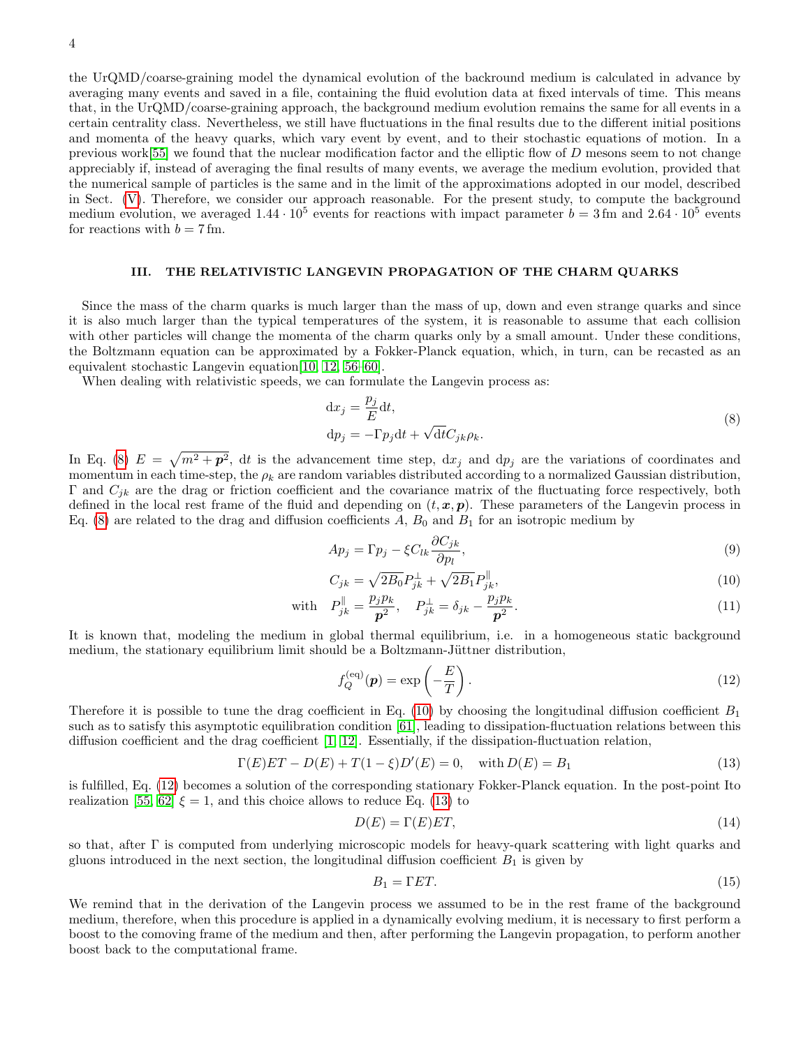the UrQMD/coarse-graining model the dynamical evolution of the backround medium is calculated in advance by averaging many events and saved in a file, containing the fluid evolution data at fixed intervals of time. This means that, in the UrQMD/coarse-graining approach, the background medium evolution remains the same for all events in a certain centrality class. Nevertheless, we still have fluctuations in the final results due to the different initial positions and momenta of the heavy quarks, which vary event by event, and to their stochastic equations of motion. In a previous work[55] we found that the nuclear modification factor and the elliptic flow of $D$ mesons seem to not change appreciably if, instead of averaging the final results of many events, we average the medium evolution, provided that the numerical sample of particles is the same and in the limit of the approximations adopted in our model, described in Sect. (V). Therefore, we consider our approach reasonable. For the present study, to compute the background medium evolution, we averaged $1.44 \cdot 10^5$ events for reactions with impact parameter $b = 3\,\mathrm{fm}$ and $2.64 \cdot 10^5$ events for reactions with $b = 7\,\mathrm{fm}$.

## III. THE RELATIVISTIC LANGEVIN PROPAGATION OF THE CHARM QUARKS

Since the mass of the charm quarks is much larger than the mass of up, down and even strange quarks and since it is also much larger than the typical temperatures of the system, it is reasonable to assume that each collision with other particles will change the momenta of the charm quarks only by a small amount. Under these conditions, the Boltzmann equation can be approximated by a Fokker-Planck equation, which, in turn, can be recasted as an equivalent stochastic Langevin equation[10, 12, 56–60].

When dealing with relativistic speeds, we can formulate the Langevin process as:

$$
\begin{aligned}
\mathrm{d}x_j &= \frac{p_j}{E}\mathrm{d}t, \\
\mathrm{d}p_j &= -\Gamma p_j \mathrm{d}t + \sqrt{\mathrm{d}t}C_{jk}\rho_k.
\end{aligned}
\tag{8}
$$

In Eq. (8) $E = \sqrt{m^2 + \boldsymbol{p}^2}$, $\mathrm{d}t$ is the advancement time step, $\mathrm{d}x_j$ and $\mathrm{d}p_j$ are the variations of coordinates and momentum in each time-step, the $\rho_k$ are random variables distributed according to a normalized Gaussian distribution, $\Gamma$ and $C_{jk}$ are the drag or friction coefficient and the covariance matrix of the fluctuating force respectively, both defined in the local rest frame of the fluid and depending on $(t, \boldsymbol{x}, \boldsymbol{p})$. These parameters of the Langevin process in Eq. (8) are related to the drag and diffusion coefficients $A$, $B_0$ and $B_1$ for an isotropic medium by

$$
Ap_j = \Gamma p_j - \xi C_{lk}\frac{\partial C_{jk}}{\partial p_l}, \tag{9}
$$

$$
C_{jk} = \sqrt{2B_0}P^{\perp}_{jk} + \sqrt{2B_1}P^{\parallel}_{jk}, \tag{10}
$$

$$
\text{with} \quad P^{\parallel}_{jk} = \frac{p_j p_k}{\boldsymbol{p}^2}, \quad P^{\perp}_{jk} = \delta_{jk} - \frac{p_j p_k}{\boldsymbol{p}^2}. \tag{11}
$$

It is known that, modeling the medium in global thermal equilibrium, i.e. in a homogeneous static background medium, the stationary equilibrium limit should be a Boltzmann-Jüttner distribution,

$$
f_Q^{(\mathrm{eq})}(\boldsymbol{p}) = \exp\left(-\frac{E}{T}\right). \tag{12}
$$

Therefore it is possible to tune the drag coefficient in Eq. (10) by choosing the longitudinal diffusion coefficient $B_1$ such as to satisfy this asymptotic equilibration condition [61], leading to dissipation-fluctuation relations between this diffusion coefficient and the drag coefficient [1, 12]. Essentially, if the dissipation-fluctuation relation,

$$
\Gamma(E)ET - D(E) + T(1-\xi)D'(E) = 0, \quad \text{with } D(E) = B_1 \tag{13}
$$

is fulfilled, Eq. (12) becomes a solution of the corresponding stationary Fokker-Planck equation. In the post-point Ito realization [55, 62] $\xi = 1$, and this choice allows to reduce Eq. (13) to

$$
D(E) = \Gamma(E)ET, \tag{14}
$$

so that, after $\Gamma$ is computed from underlying microscopic models for heavy-quark scattering with light quarks and gluons introduced in the next section, the longitudinal diffusion coefficient $B_1$ is given by

$$
B_1 = \Gamma ET. \tag{15}
$$

We remind that in the derivation of the Langevin process we assumed to be in the rest frame of the background medium, therefore, when this procedure is applied in a dynamically evolving medium, it is necessary to first perform a boost to the comoving frame of the medium and then, after performing the Langevin propagation, to perform another boost back to the computational frame.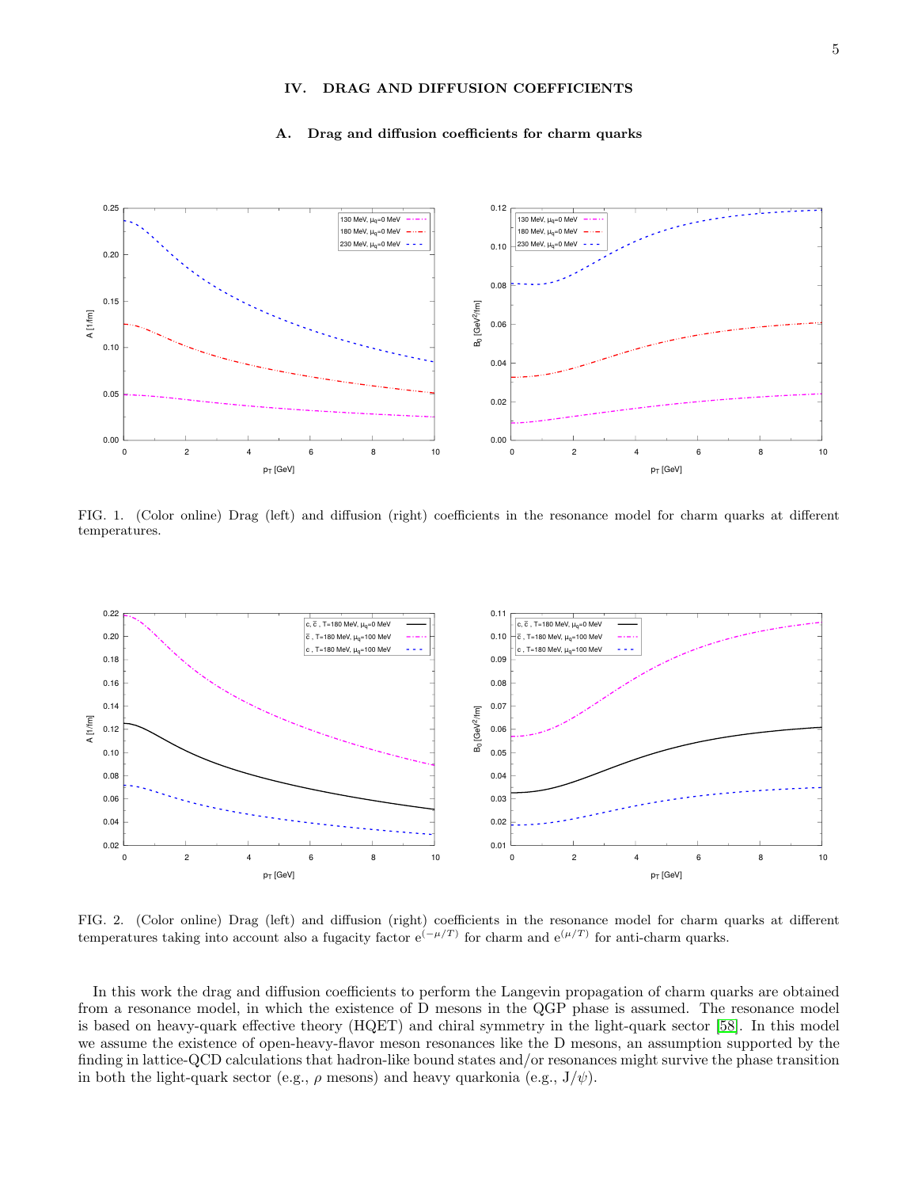## IV. DRAG AND DIFFUSION COEFFICIENTS

### A. Drag and diffusion coefficients for charm quarks

FIG. 1. (Color online) Drag (left) and diffusion (right) coefficients in the resonance model for charm quarks at different temperatures.

FIG. 2. (Color online) Drag (left) and diffusion (right) coefficients in the resonance model for charm quarks at different temperatures taking into account also a fugacity factor $e^{(-\mu/T)}$ for charm and $e^{(\mu/T)}$ for anti-charm quarks.

In this work the drag and diffusion coefficients to perform the Langevin propagation of charm quarks are obtained from a resonance model, in which the existence of D mesons in the QGP phase is assumed. The resonance model is based on heavy-quark effective theory (HQET) and chiral symmetry in the light-quark sector [58]. In this model we assume the existence of open-heavy-flavor meson resonances like the D mesons, an assumption supported by the finding in lattice-QCD calculations that hadron-like bound states and/or resonances might survive the phase transition in both the light-quark sector (e.g., $\rho$ mesons) and heavy quarkonia (e.g., $J/\psi$).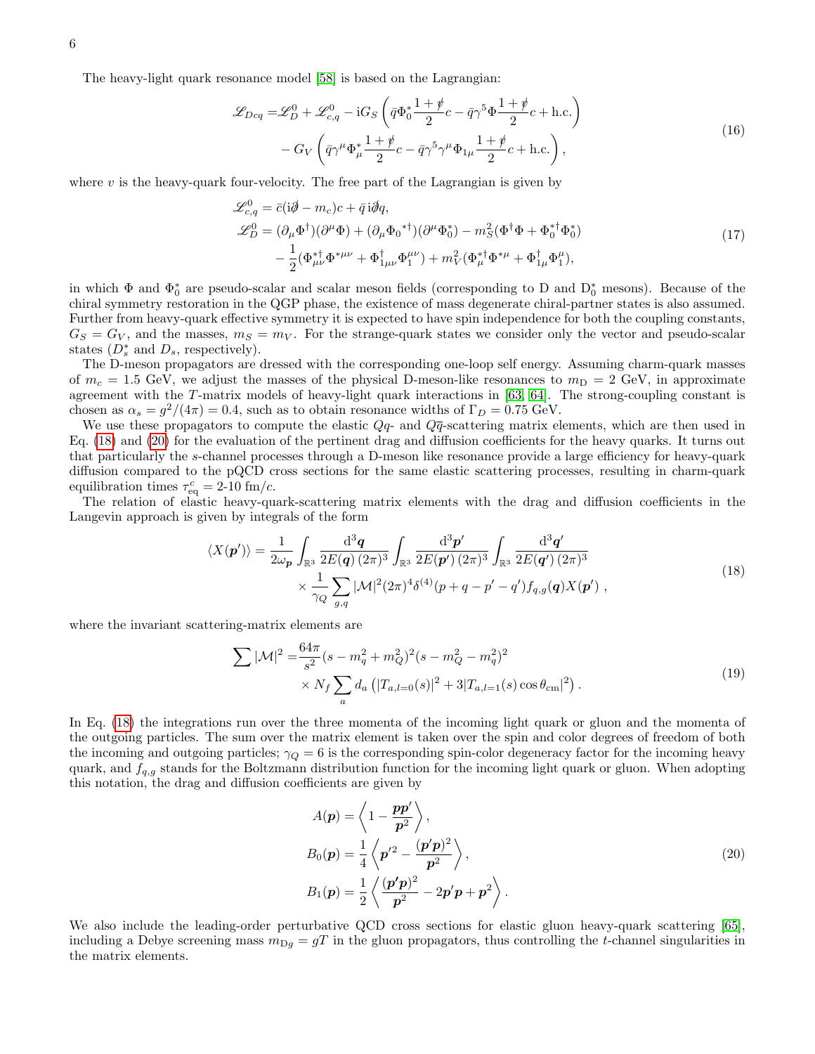The heavy-light quark resonance model [58] is based on the Lagrangian:

$$
\begin{aligned}
\mathscr{L}_{Dcq} =& \mathscr{L}_D^0 + \mathscr{L}_{c,q}^0 - \mathrm{i} G_S \left( \bar{q} \Phi_0^* \frac{1+\not{v}}{2} c - \bar{q} \gamma^5 \Phi \frac{1+\not{v}}{2} c + \text{h.c.} \right) \\
& - G_V \left( \bar{q} \gamma^\mu \Phi_\mu^* \frac{1+\not{v}}{2} c - \bar{q} \gamma^5 \gamma^\mu \Phi_{1\mu} \frac{1+\not{v}}{2} c + \text{h.c.} \right),
\end{aligned}
\tag{16}
$$

where $v$ is the heavy-quark four-velocity. The free part of the Lagrangian is given by

$$
\begin{aligned}
\mathscr{L}_{c,q}^0 &= \bar{c}(\mathrm{i}\not{\partial} - m_c) c + \bar{q}\, \mathrm{i} \not{\partial} q, \\
\mathscr{L}_D^0 &= (\partial_\mu \Phi^\dagger)(\partial^\mu \Phi) + (\partial_\mu {\Phi_0}^{*\dagger})(\partial^\mu \Phi_0^*) - m_S^2 (\Phi^\dagger \Phi + \Phi_0^{*\dagger} \Phi_0^*) \\
& \quad - \frac{1}{2} (\Phi_{\mu\nu}^{*\dagger} \Phi^{*\mu\nu} + \Phi_{1\mu\nu}^\dagger \Phi_1^{\mu\nu}) + m_V^2 (\Phi_\mu^{*\dagger} \Phi^{*\mu} + \Phi_{1\mu}^\dagger \Phi_1^\mu),
\end{aligned}
\tag{17}
$$

in which $\Phi$ and $\Phi_0^*$ are pseudo-scalar and scalar meson fields (corresponding to D and $D_0^*$ mesons). Because of the chiral symmetry restoration in the QGP phase, the existence of mass degenerate chiral-partner states is also assumed. Further from heavy-quark effective symmetry it is expected to have spin independence for both the coupling constants, $G_S = G_V$, and the masses, $m_S = m_V$. For the strange-quark states we consider only the vector and pseudo-scalar states ($D_s^*$ and $D_s$, respectively).

The D-meson propagators are dressed with the corresponding one-loop self energy. Assuming charm-quark masses of $m_c = 1.5$ GeV, we adjust the masses of the physical D-meson-like resonances to $m_{\mathrm{D}} = 2$ GeV, in approximate agreement with the $T$-matrix models of heavy-light quark interactions in [63, 64]. The strong-coupling constant is chosen as $\alpha_s = g^2/(4\pi) = 0.4$, such as to obtain resonance widths of $\Gamma_D = 0.75$ GeV.

We use these propagators to compute the elastic $Qq$- and $Q\bar{q}$-scattering matrix elements, which are then used in Eq. (18) and (20) for the evaluation of the pertinent drag and diffusion coefficients for the heavy quarks. It turns out that particularly the $s$-channel processes through a D-meson like resonance provide a large efficiency for heavy-quark diffusion compared to the pQCD cross sections for the same elastic scattering processes, resulting in charm-quark equilibration times $\tau_{\mathrm{eq}}^c = 2$-$10$ fm/$c$.

The relation of elastic heavy-quark-scattering matrix elements with the drag and diffusion coefficients in the Langevin approach is given by integrals of the form

$$
\begin{aligned}
\langle X(\boldsymbol{p}') \rangle = & \frac{1}{2\omega_{\boldsymbol{p}}} \int_{\mathbb{R}^3} \frac{\mathrm{d}^3 \boldsymbol{q}}{2E(\boldsymbol{q})\,(2\pi)^3} \int_{\mathbb{R}^3} \frac{\mathrm{d}^3 \boldsymbol{p}'}{2E(\boldsymbol{p}')\,(2\pi)^3} \int_{\mathbb{R}^3} \frac{\mathrm{d}^3 \boldsymbol{q}'}{2E(\boldsymbol{q}')\,(2\pi)^3} \\
& \times \frac{1}{\gamma_Q} \sum_{g,q} |\mathcal{M}|^2 (2\pi)^4 \delta^{(4)}(p + q - p' - q') f_{q,g}(\boldsymbol{q}) X(\boldsymbol{p}')\ ,
\end{aligned}
\tag{18}
$$

where the invariant scattering-matrix elements are

$$
\begin{aligned}
\sum |\mathcal{M}|^2 = & \frac{64\pi}{s^2} (s - m_q^2 + m_Q^2)^2 (s - m_Q^2 - m_q^2)^2 \\
& \times N_f \sum_a d_a \left( |T_{a,l=0}(s)|^2 + 3 |T_{a,l=1}(s) \cos\theta_{\mathrm{cm}}|^2 \right).
\end{aligned}
\tag{19}
$$

In Eq. (18) the integrations run over the three momenta of the incoming light quark or gluon and the momenta of the outgoing particles. The sum over the matrix element is taken over the spin and color degrees of freedom of both the incoming and outgoing particles; $\gamma_Q = 6$ is the corresponding spin-color degeneracy factor for the incoming heavy quark, and $f_{q,g}$ stands for the Boltzmann distribution function for the incoming light quark or gluon. When adopting this notation, the drag and diffusion coefficients are given by

$$
\begin{aligned}
A(\boldsymbol{p}) &= \left\langle 1 - \frac{\boldsymbol{p}\boldsymbol{p}'}{\boldsymbol{p}^2} \right\rangle, \\
B_0(\boldsymbol{p}) &= \frac{1}{4} \left\langle \boldsymbol{p}'^2 - \frac{(\boldsymbol{p}'\boldsymbol{p})^2}{\boldsymbol{p}^2} \right\rangle, \\
B_1(\boldsymbol{p}) &= \frac{1}{2} \left\langle \frac{(\boldsymbol{p}'\boldsymbol{p})^2}{\boldsymbol{p}^2} - 2\boldsymbol{p}'\boldsymbol{p} + \boldsymbol{p}^2 \right\rangle.
\end{aligned}
\tag{20}
$$

We also include the leading-order perturbative QCD cross sections for elastic gluon heavy-quark scattering [65], including a Debye screening mass $m_{\mathrm{D}g} = gT$ in the gluon propagators, thus controlling the $t$-channel singularities in the matrix elements.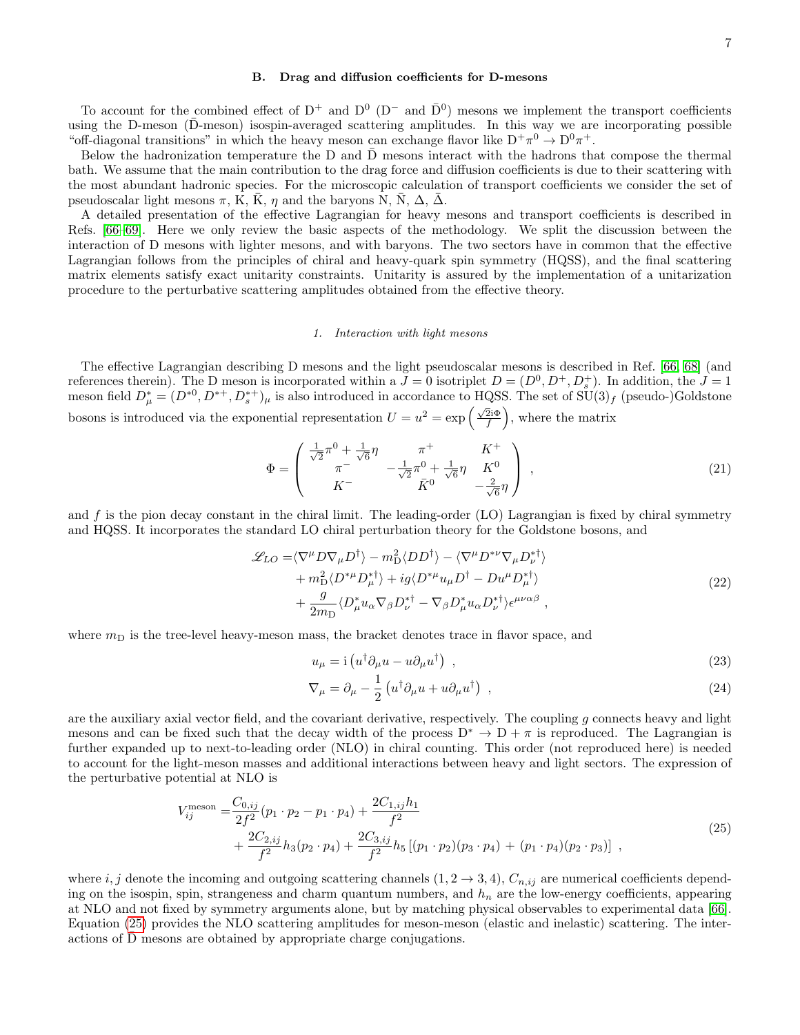### B. Drag and diffusion coefficients for D-mesons

To account for the combined effect of $D^+$ and $D^0$ ($D^-$ and $\bar{D}^0$) mesons we implement the transport coefficients using the D-meson ($\bar{D}$-meson) isospin-averaged scattering amplitudes. In this way we are incorporating possible "off-diagonal transitions" in which the heavy meson can exchange flavor like $D^+\pi^0 \to D^0\pi^+$.

Below the hadronization temperature the D and $\bar{D}$ mesons interact with the hadrons that compose the thermal bath. We assume that the main contribution to the drag force and diffusion coefficients is due to their scattering with the most abundant hadronic species. For the microscopic calculation of transport coefficients we consider the set of pseudoscalar light mesons $\pi$, K, $\bar{K}$, $\eta$ and the baryons N, $\bar{N}$, $\Delta$, $\bar{\Delta}$.

A detailed presentation of the effective Lagrangian for heavy mesons and transport coefficients is described in Refs. [66–69]. Here we only review the basic aspects of the methodology. We split the discussion between the interaction of D mesons with lighter mesons, and with baryons. The two sectors have in common that the effective Lagrangian follows from the principles of chiral and heavy-quark spin symmetry (HQSS), and the final scattering matrix elements satisfy exact unitarity constraints. Unitarity is assured by the implementation of a unitarization procedure to the perturbative scattering amplitudes obtained from the effective theory.

#### 1. Interaction with light mesons

The effective Lagrangian describing D mesons and the light pseudoscalar mesons is described in Ref. [66, 68] (and references therein). The D meson is incorporated within a $J = 0$ isotriplet $D = (D^0, D^+, D_s^+)$. In addition, the $J = 1$ meson field $D^*_\mu = (D^{*0}, D^{*+}, D_s^{*+})_\mu$ is also introduced in accordance to HQSS. The set of $\mathrm{SU}(3)_f$ (pseudo-)Goldstone bosons is introduced via the exponential representation $U = u^2 = \exp\left(\frac{\sqrt{2}i\Phi}{f}\right)$, where the matrix

$$
\Phi = \begin{pmatrix} \frac{1}{\sqrt{2}}\pi^0 + \frac{1}{\sqrt{6}}\eta & \pi^+ & K^+ \\ \pi^- & -\frac{1}{\sqrt{2}}\pi^0 + \frac{1}{\sqrt{6}}\eta & K^0 \\ K^- & \bar{K}^0 & -\frac{2}{\sqrt{6}}\eta \end{pmatrix} , \tag{21}
$$

and $f$ is the pion decay constant in the chiral limit. The leading-order (LO) Lagrangian is fixed by chiral symmetry and HQSS. It incorporates the standard LO chiral perturbation theory for the Goldstone bosons, and

$$
\begin{aligned}
\mathscr{L}_{LO} =& \langle \nabla^\mu D \nabla_\mu D^\dagger \rangle - m_{\mathrm{D}}^2 \langle D D^\dagger \rangle - \langle \nabla^\mu D^{*\nu} \nabla_\mu D^{*\dagger}_\nu \rangle \\
&+ m_{\mathrm{D}}^2 \langle D^{*\mu} D^{*\dagger}_\mu \rangle + ig \langle D^{*\mu} u_\mu D^\dagger - D u^\mu D^{*\dagger}_\mu \rangle \\
&+ \frac{g}{2m_{\mathrm{D}}} \langle D^*_\mu u_\alpha \nabla_\beta D^{*\dagger}_\nu - \nabla_\beta D^*_\mu u_\alpha D^{*\dagger}_\nu \rangle \epsilon^{\mu\nu\alpha\beta} ,
\end{aligned} \tag{22}
$$

where $m_{\mathrm{D}}$ is the tree-level heavy-meson mass, the bracket denotes trace in flavor space, and

$$
u_\mu = \mathrm{i}\left(u^\dagger \partial_\mu u - u \partial_\mu u^\dagger\right) , \tag{23}
$$

$$
\nabla_\mu = \partial_\mu - \frac{1}{2}\left(u^\dagger \partial_\mu u + u \partial_\mu u^\dagger\right) , \tag{24}
$$

are the auxiliary axial vector field, and the covariant derivative, respectively. The coupling $g$ connects heavy and light mesons and can be fixed such that the decay width of the process $D^* \to D + \pi$ is reproduced. The Lagrangian is further expanded up to next-to-leading order (NLO) in chiral counting. This order (not reproduced here) is needed to account for the light-meson masses and additional interactions between heavy and light sectors. The expression of the perturbative potential at NLO is

$$
\begin{aligned}
V_{ij}^{\mathrm{meson}} =& \frac{C_{0,ij}}{2f^2}(p_1 \cdot p_2 - p_1 \cdot p_4) + \frac{2C_{1,ij} h_1}{f^2} \\
&+ \frac{2C_{2,ij}}{f^2} h_3 (p_2 \cdot p_4) + \frac{2C_{3,ij}}{f^2} h_5 \left[(p_1 \cdot p_2)(p_3 \cdot p_4) + (p_1 \cdot p_4)(p_2 \cdot p_3)\right] ,
\end{aligned} \tag{25}
$$

where $i, j$ denote the incoming and outgoing scattering channels $(1, 2 \to 3, 4)$, $C_{n,ij}$ are numerical coefficients depending on the isospin, spin, strangeness and charm quantum numbers, and $h_n$ are the low-energy coefficients, appearing at NLO and not fixed by symmetry arguments alone, but by matching physical observables to experimental data [66]. Equation (25) provides the NLO scattering amplitudes for meson-meson (elastic and inelastic) scattering. The interactions of $\bar{D}$ mesons are obtained by appropriate charge conjugations.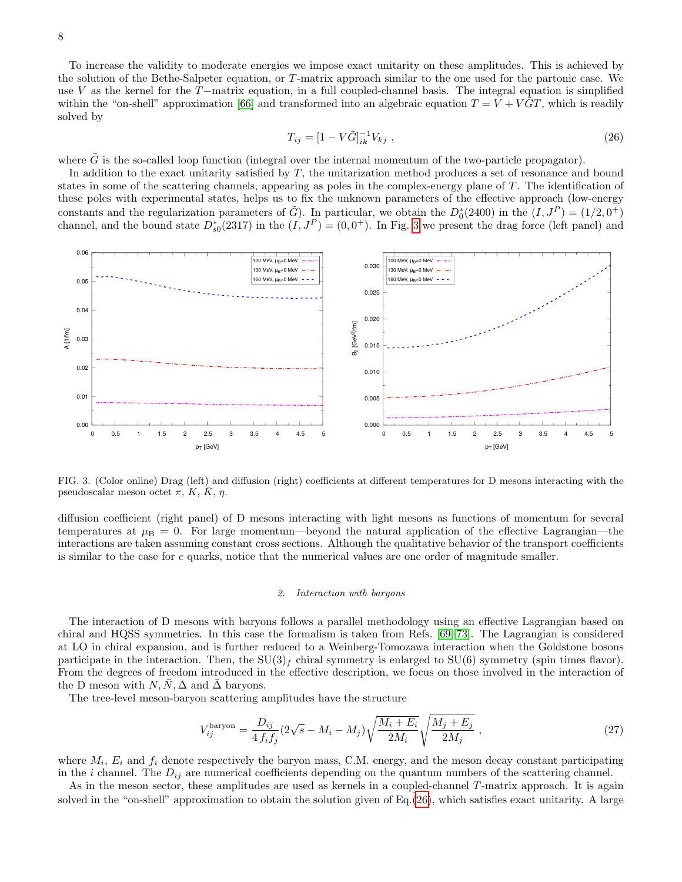To increase the validity to moderate energies we impose exact unitarity on these amplitudes. This is achieved by the solution of the Bethe-Salpeter equation, or $T$-matrix approach similar to the one used for the partonic case. We use $V$ as the kernel for the $T-$matrix equation, in a full coupled-channel basis. The integral equation is simplified within the "on-shell" approximation [66] and transformed into an algebraic equation $T = V + V\tilde{G}T$, which is readily solved by

$$T_{ij} = [1 - V\tilde{G}]^{-1}_{ik} V_{kj} \ , \tag{26}$$

where $\tilde{G}$ is the so-called loop function (integral over the internal momentum of the two-particle propagator).

In addition to the exact unitarity satisfied by $T$, the unitarization method produces a set of resonance and bound states in some of the scattering channels, appearing as poles in the complex-energy plane of $T$. The identification of these poles with experimental states, helps us to fix the unknown parameters of the effective approach (low-energy constants and the regularization parameters of $\tilde{G}$). In particular, we obtain the $D_0^*(2400)$ in the $(I, J^P) = (1/2, 0^+)$ channel, and the bound state $D_{s0}^*(2317)$ in the $(I, J^P) = (0, 0^+)$. In Fig. 3 we present the drag force (left panel) and diffusion coefficient (right panel) of D mesons interacting with light mesons as functions of momentum for several temperatures at $\mu_B = 0$. For large momentum—beyond the natural application of the effective Lagrangian—the interactions are taken assuming constant cross sections. Although the qualitative behavior of the transport coefficients is similar to the case for $c$ quarks, notice that the numerical values are one order of magnitude smaller.

FIG. 3. (Color online) Drag (left) and diffusion (right) coefficients at different temperatures for D mesons interacting with the pseudoscalar meson octet $\pi$, $K$, $\bar{K}$, $\eta$.

### 2. *Interaction with baryons*

The interaction of D mesons with baryons follows a parallel methodology using an effective Lagrangian based on chiral and HQSS symmetries. In this case the formalism is taken from Refs. [69–73]. The Lagrangian is considered at LO in chiral expansion, and is further reduced to a Weinberg-Tomozawa interaction when the Goldstone bosons participate in the interaction. Then, the $SU(3)_f$ chiral symmetry is enlarged to $SU(6)$ symmetry (spin times flavor). From the degrees of freedom introduced in the effective description, we focus on those involved in the interaction of the D meson with $N, \bar{N}, \Delta$ and $\bar{\Delta}$ baryons.

The tree-level meson-baryon scattering amplitudes have the structure

$$V_{ij}^{\text{baryon}} = \frac{D_{ij}}{4 f_i f_j} (2\sqrt{s} - M_i - M_j) \sqrt{\frac{M_i + E_i}{2M_i}} \sqrt{\frac{M_j + E_j}{2M_j}} \ , \tag{27}$$

where $M_i$, $E_i$ and $f_i$ denote respectively the baryon mass, C.M. energy, and the meson decay constant participating in the $i$ channel. The $D_{ij}$ are numerical coefficients depending on the quantum numbers of the scattering channel.

As in the meson sector, these amplitudes are used as kernels in a coupled-channel $T$-matrix approach. It is again solved in the "on-shell" approximation to obtain the solution given of Eq.(26), which satisfies exact unitarity. A large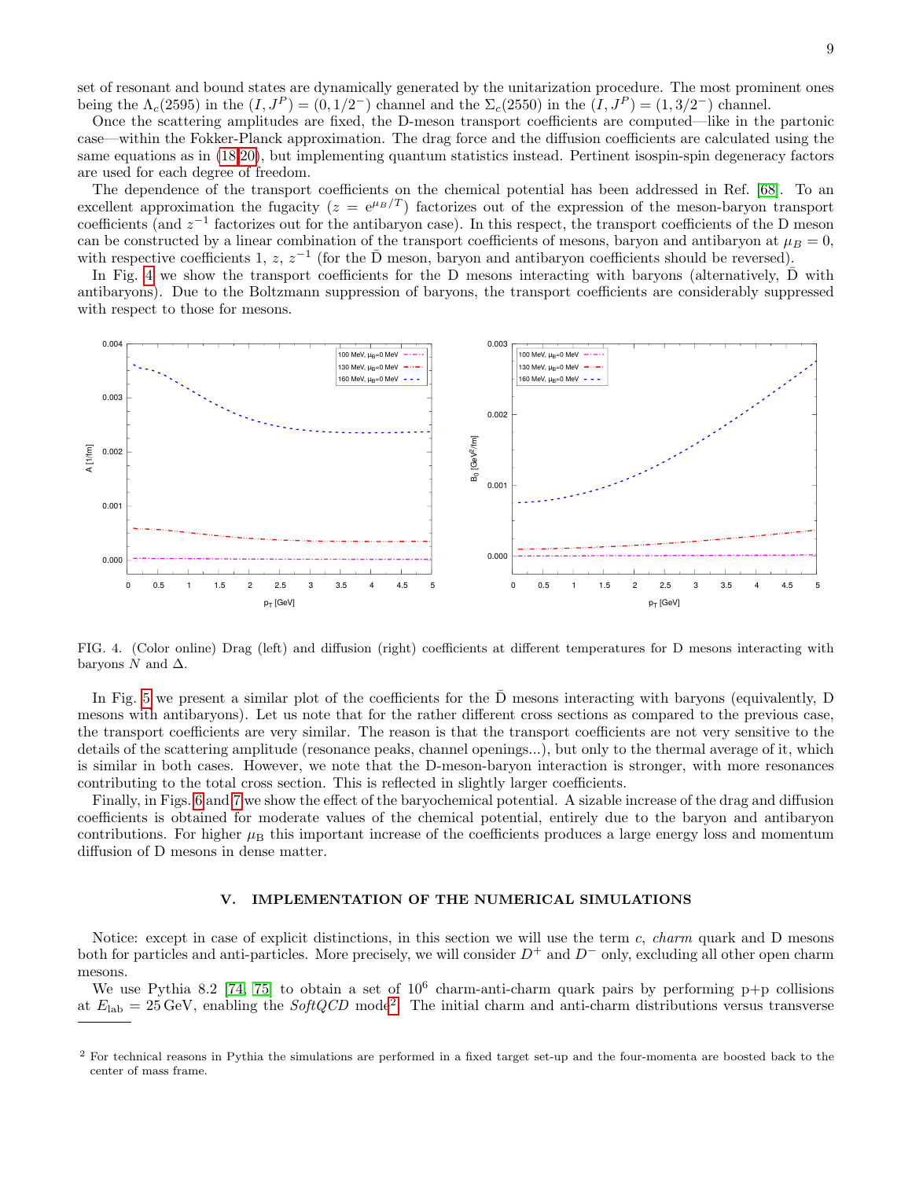set of resonant and bound states are dynamically generated by the unitarization procedure. The most prominent ones being the $\Lambda_c(2595)$ in the $(I, J^P) = (0, 1/2^-)$ channel and the $\Sigma_c(2550)$ in the $(I, J^P) = (1, 3/2^-)$ channel.

Once the scattering amplitudes are fixed, the D-meson transport coefficients are computed—like in the partonic case—within the Fokker-Planck approximation. The drag force and the diffusion coefficients are calculated using the same equations as in (18-20), but implementing quantum statistics instead. Pertinent isospin-spin degeneracy factors are used for each degree of freedom.

The dependence of the transport coefficients on the chemical potential has been addressed in Ref. [68]. To an excellent approximation the fugacity ($z = e^{\mu_B/T}$) factorizes out of the expression of the meson-baryon transport coefficients (and $z^{-1}$ factorizes out for the antibaryon case). In this respect, the transport coefficients of the D meson can be constructed by a linear combination of the transport coefficients of mesons, baryon and antibaryon at $\mu_B = 0$, with respective coefficients 1, $z$, $z^{-1}$ (for the $\bar{\text{D}}$ meson, baryon and antibaryon coefficients should be reversed).

In Fig. 4 we show the transport coefficients for the D mesons interacting with baryons (alternatively, $\bar{\text{D}}$ with antibaryons). Due to the Boltzmann suppression of baryons, the transport coefficients are considerably suppressed with respect to those for mesons.

FIG. 4. (Color online) Drag (left) and diffusion (right) coefficients at different temperatures for D mesons interacting with baryons $N$ and $\Delta$.

In Fig. 5 we present a similar plot of the coefficients for the $\bar{\text{D}}$ mesons interacting with baryons (equivalently, D mesons with antibaryons). Let us note that for the rather different cross sections as compared to the previous case, the transport coefficients are very similar. The reason is that the transport coefficients are not very sensitive to the details of the scattering amplitude (resonance peaks, channel openings...), but only to the thermal average of it, which is similar in both cases. However, we note that the D-meson-baryon interaction is stronger, with more resonances contributing to the total cross section. This is reflected in slightly larger coefficients.

Finally, in Figs. 6 and 7 we show the effect of the baryochemical potential. A sizable increase of the drag and diffusion coefficients is obtained for moderate values of the chemical potential, entirely due to the baryon and antibaryon contributions. For higher $\mu_B$ this important increase of the coefficients produces a large energy loss and momentum diffusion of D mesons in dense matter.

## V. IMPLEMENTATION OF THE NUMERICAL SIMULATIONS

Notice: except in case of explicit distinctions, in this section we will use the term $c$, *charm* quark and D mesons both for particles and anti-particles. More precisely, we will consider $D^+$ and $D^-$ only, excluding all other open charm mesons.

We use Pythia 8.2 [74, 75] to obtain a set of $10^6$ charm-anti-charm quark pairs by performing p+p collisions at $E_{\text{lab}} = 25\,\text{GeV}$, enabling the *SoftQCD* mode[2]. The initial charm and anti-charm distributions versus transverse

[2] For technical reasons in Pythia the simulations are performed in a fixed target set-up and the four-momenta are boosted back to the center of mass frame.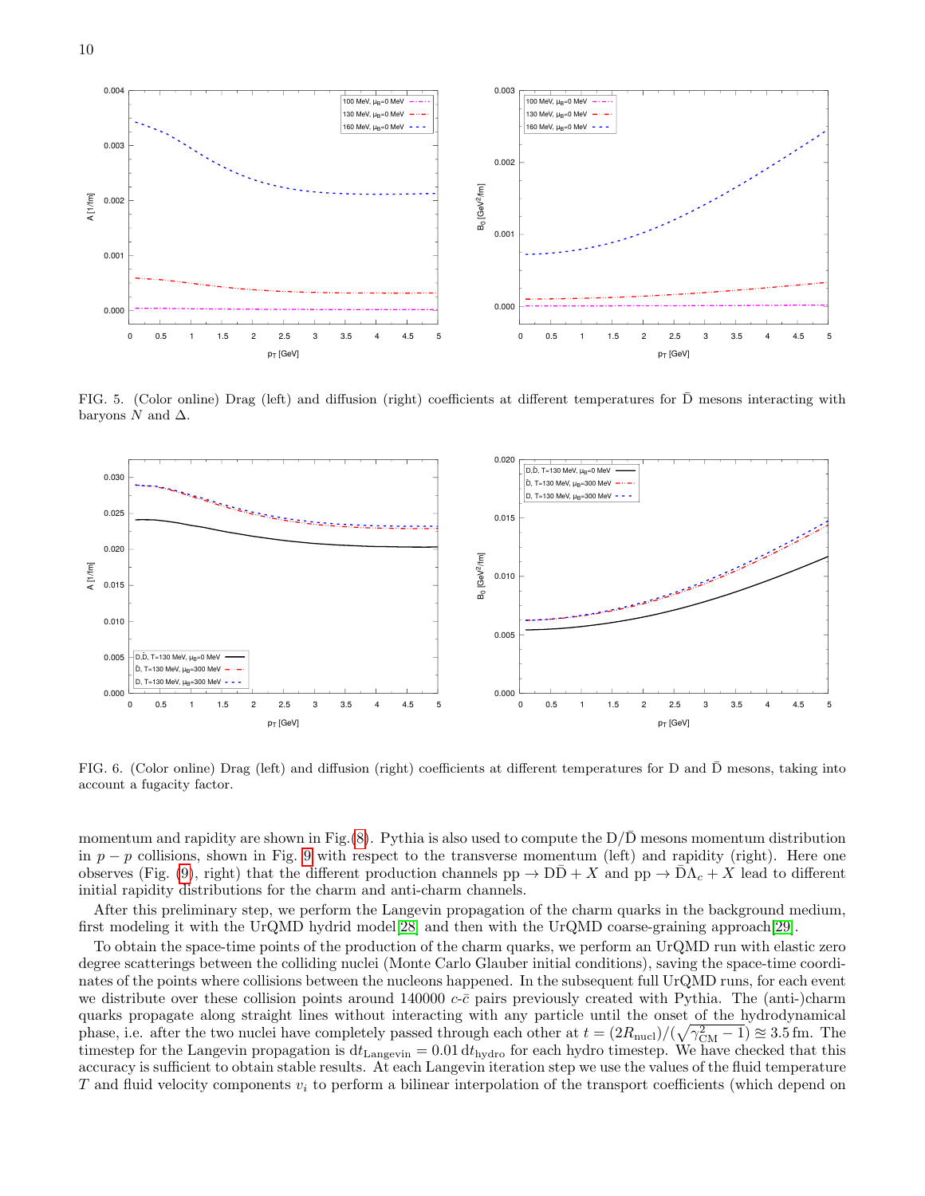FIG. 5. (Color online) Drag (left) and diffusion (right) coefficients at different temperatures for $\bar{\mathrm{D}}$ mesons interacting with baryons $N$ and $\Delta$.

FIG. 6. (Color online) Drag (left) and diffusion (right) coefficients at different temperatures for D and $\bar{\mathrm{D}}$ mesons, taking into account a fugacity factor.

momentum and rapidity are shown in Fig.(8). Pythia is also used to compute the D/$\bar{\mathrm{D}}$ mesons momentum distribution in $p-p$ collisions, shown in Fig. 9 with respect to the transverse momentum (left) and rapidity (right). Here one observes (Fig. (9), right) that the different production channels pp $\rightarrow$ D$\bar{\mathrm{D}}$ + $X$ and pp $\rightarrow$ $\bar{\mathrm{D}}\Lambda_c$ + $X$ lead to different initial rapidity distributions for the charm and anti-charm channels.

After this preliminary step, we perform the Langevin propagation of the charm quarks in the background medium, first modeling it with the UrQMD hydrid model[28] and then with the UrQMD coarse-graining approach[29].

To obtain the space-time points of the production of the charm quarks, we perform an UrQMD run with elastic zero degree scatterings between the colliding nuclei (Monte Carlo Glauber initial conditions), saving the space-time coordinates of the points where collisions between the nucleons happened. In the subsequent full UrQMD runs, for each event we distribute over these collision points around 140000 $c$-$\bar{c}$ pairs previously created with Pythia. The (anti-)charm quarks propagate along straight lines without interacting with any particle until the onset of the hydrodynamical phase, i.e. after the two nuclei have completely passed through each other at $t = (2R_{\mathrm{nucl}})/(\sqrt{\gamma_{\mathrm{CM}}^2 - 1}) \approx 3.5\,\mathrm{fm}$. The timestep for the Langevin propagation is $\mathrm{d}t_{\mathrm{Langevin}} = 0.01\,\mathrm{d}t_{\mathrm{hydro}}$ for each hydro timestep. We have checked that this accuracy is sufficient to obtain stable results. At each Langevin iteration step we use the values of the fluid temperature $T$ and fluid velocity components $v_i$ to perform a bilinear interpolation of the transport coefficients (which depend on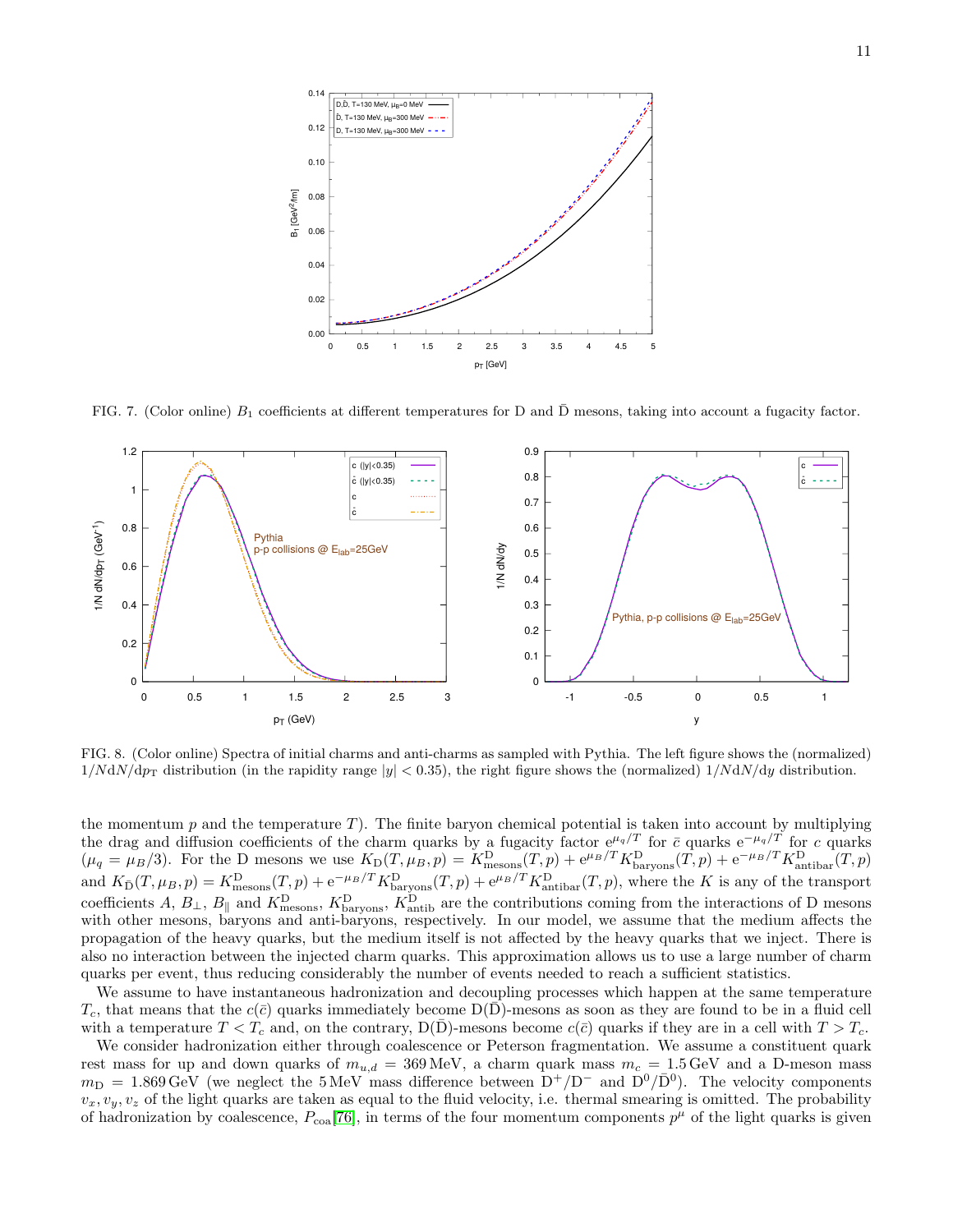FIG. 7. (Color online) $B_1$ coefficients at different temperatures for D and $\bar{\mathrm{D}}$ mesons, taking into account a fugacity factor.

FIG. 8. (Color online) Spectra of initial charms and anti-charms as sampled with Pythia. The left figure shows the (normalized) $1/N dN/dp_{\mathrm{T}}$ distribution (in the rapidity range $|y| < 0.35$), the right figure shows the (normalized) $1/N dN/dy$ distribution.

the momentum $p$ and the temperature $T$). The finite baryon chemical potential is taken into account by multiplying the drag and diffusion coefficients of the charm quarks by a fugacity factor $e^{\mu_q/T}$ for $\bar{c}$ quarks $e^{-\mu_q/T}$ for $c$ quarks ($\mu_q = \mu_B/3$). For the D mesons we use $K_{\mathrm{D}}(T, \mu_B, p) = K^{\mathrm{D}}_{\mathrm{mesons}}(T, p) + e^{\mu_B/T} K^{\mathrm{D}}_{\mathrm{baryons}}(T, p) + e^{-\mu_B/T} K^{\mathrm{D}}_{\mathrm{antibar}}(T, p)$ and $K_{\bar{\mathrm{D}}}(T, \mu_B, p) = K^{\mathrm{D}}_{\mathrm{mesons}}(T, p) + e^{-\mu_B/T} K^{\mathrm{D}}_{\mathrm{baryons}}(T, p) + e^{\mu_B/T} K^{\mathrm{D}}_{\mathrm{antibar}}(T, p)$, where the $K$ is any of the transport coefficients $A$, $B_{\perp}$, $B_{\parallel}$ and $K^{\mathrm{D}}_{\mathrm{mesons}}$, $K^{\mathrm{D}}_{\mathrm{baryons}}$, $K^{\mathrm{D}}_{\mathrm{antib}}$ are the contributions coming from the interactions of D mesons with other mesons, baryons and anti-baryons, respectively. In our model, we assume that the medium affects the propagation of the heavy quarks, but the medium itself is not affected by the heavy quarks that we inject. There is also no interaction between the injected charm quarks. This approximation allows us to use a large number of charm quarks per event, thus reducing considerably the number of events needed to reach a sufficient statistics.

We assume to have instantaneous hadronization and decoupling processes which happen at the same temperature $T_c$, that means that the $c(\bar{c})$ quarks immediately become $\mathrm{D}(\bar{\mathrm{D}})$-mesons as soon as they are found to be in a fluid cell with a temperature $T < T_c$ and, on the contrary, $\mathrm{D}(\bar{\mathrm{D}})$-mesons become $c(\bar{c})$ quarks if they are in a cell with $T > T_c$.

We consider hadronization either through coalescence or Peterson fragmentation. We assume a constituent quark rest mass for up and down quarks of $m_{u,d} = 369\,\mathrm{MeV}$, a charm quark mass $m_c = 1.5\,\mathrm{GeV}$ and a D-meson mass $m_{\mathrm{D}} = 1.869\,\mathrm{GeV}$ (we neglect the $5\,\mathrm{MeV}$ mass difference between $\mathrm{D}^+/\mathrm{D}^-$ and $\mathrm{D}^0/\bar{\mathrm{D}}^0$). The velocity components $v_x, v_y, v_z$ of the light quarks are taken as equal to the fluid velocity, i.e. thermal smearing is omitted. The probability of hadronization by coalescence, $P_{\mathrm{coa}}$[76], in terms of the four momentum components $p^{\mu}$ of the light quarks is given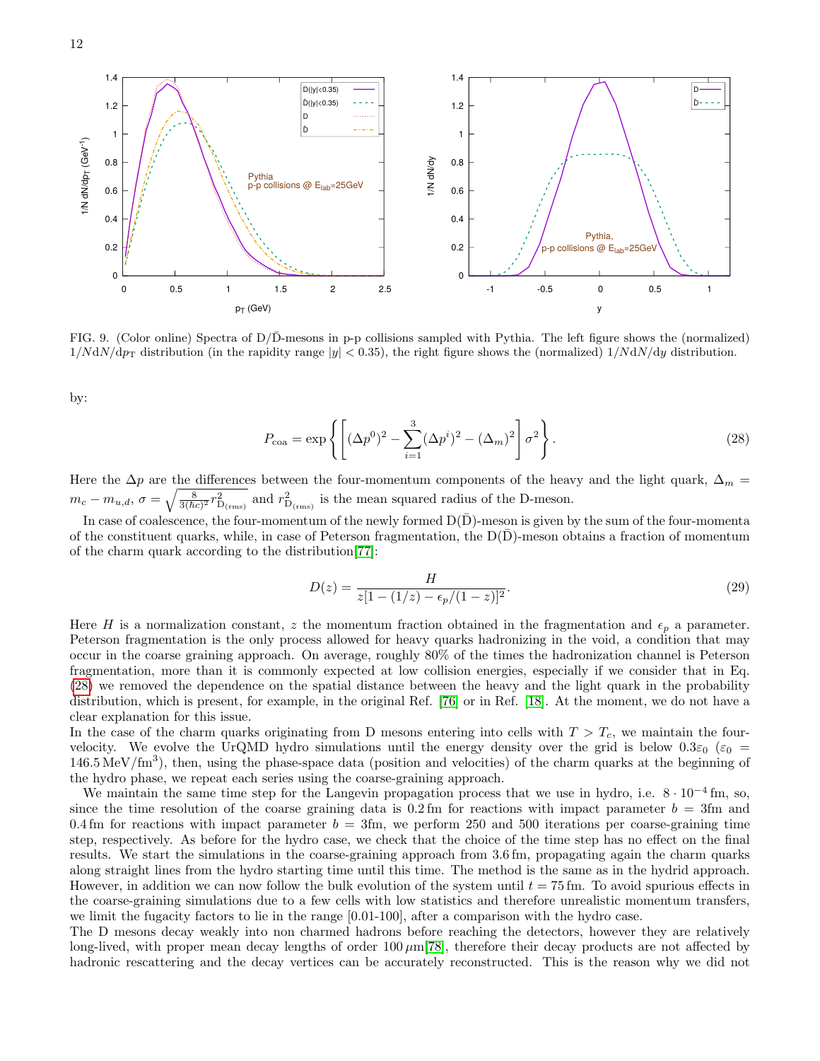FIG. 9. (Color online) Spectra of D/$\bar{\text{D}}$-mesons in p-p collisions sampled with Pythia. The left figure shows the (normalized) $1/N\mathrm{d}N/\mathrm{d}p_\mathrm{T}$ distribution (in the rapidity range $|y| < 0.35$), the right figure shows the (normalized) $1/N\mathrm{d}N/\mathrm{d}y$ distribution.

by:

$$P_{\mathrm{coa}} = \exp\left\{\left[(\Delta p^0)^2 - \sum_{i=1}^{3}(\Delta p^i)^2 - (\Delta_m)^2\right]\sigma^2\right\}. \tag{28}$$

Here the $\Delta p$ are the differences between the four-momentum components of the heavy and the light quark, $\Delta_m = m_c - m_{u,d}$, $\sigma = \sqrt{\frac{8}{3(\hbar c)^2} r^2_{\mathrm{D}_{(\mathrm{rms})}}}$ and $r^2_{\mathrm{D}_{(\mathrm{rms})}}$ is the mean squared radius of the D-meson.

In case of coalescence, the four-momentum of the newly formed D($\bar{\text{D}}$)-meson is given by the sum of the four-momenta of the constituent quarks, while, in case of Peterson fragmentation, the D($\bar{\text{D}}$)-meson obtains a fraction of momentum of the charm quark according to the distribution[77]:

$$D(z) = \frac{H}{z[1 - (1/z) - \epsilon_p/(1-z)]^2}. \tag{29}$$

Here $H$ is a normalization constant, $z$ the momentum fraction obtained in the fragmentation and $\epsilon_p$ a parameter. Peterson fragmentation is the only process allowed for heavy quarks hadronizing in the void, a condition that may occur in the coarse graining approach. On average, roughly 80% of the times the hadronization channel is Peterson fragmentation, more than it is commonly expected at low collision energies, especially if we consider that in Eq. (28) we removed the dependence on the spatial distance between the heavy and the light quark in the probability distribution, which is present, for example, in the original Ref. [76] or in Ref. [18]. At the moment, we do not have a clear explanation for this issue.

In the case of the charm quarks originating from D mesons entering into cells with $T > T_c$, we maintain the four-velocity. We evolve the UrQMD hydro simulations until the energy density over the grid is below $0.3\varepsilon_0$ ($\varepsilon_0 = 146.5\,\mathrm{MeV/fm^3}$), then, using the phase-space data (position and velocities) of the charm quarks at the beginning of the hydro phase, we repeat each series using the coarse-graining approach.

We maintain the same time step for the Langevin propagation process that we use in hydro, i.e. $8 \cdot 10^{-4}$ fm, so, since the time resolution of the coarse graining data is 0.2 fm for reactions with impact parameter $b$ = 3fm and 0.4 fm for reactions with impact parameter $b$ = 3fm, we perform 250 and 500 iterations per coarse-graining time step, respectively. As before for the hydro case, we check that the choice of the time step has no effect on the final results. We start the simulations in the coarse-graining approach from 3.6 fm, propagating again the charm quarks along straight lines from the hydro starting time until this time. The method is the same as in the hydrid approach. However, in addition we can now follow the bulk evolution of the system until $t$ = 75 fm. To avoid spurious effects in the coarse-graining simulations due to a few cells with low statistics and therefore unrealistic momentum transfers, we limit the fugacity factors to lie in the range [0.01-100], after a comparison with the hydro case.

The D mesons decay weakly into non charmed hadrons before reaching the detectors, however they are relatively long-lived, with proper mean decay lengths of order $100\,\mu$m[78], therefore their decay products are not affected by hadronic rescattering and the decay vertices can be accurately reconstructed. This is the reason why we did not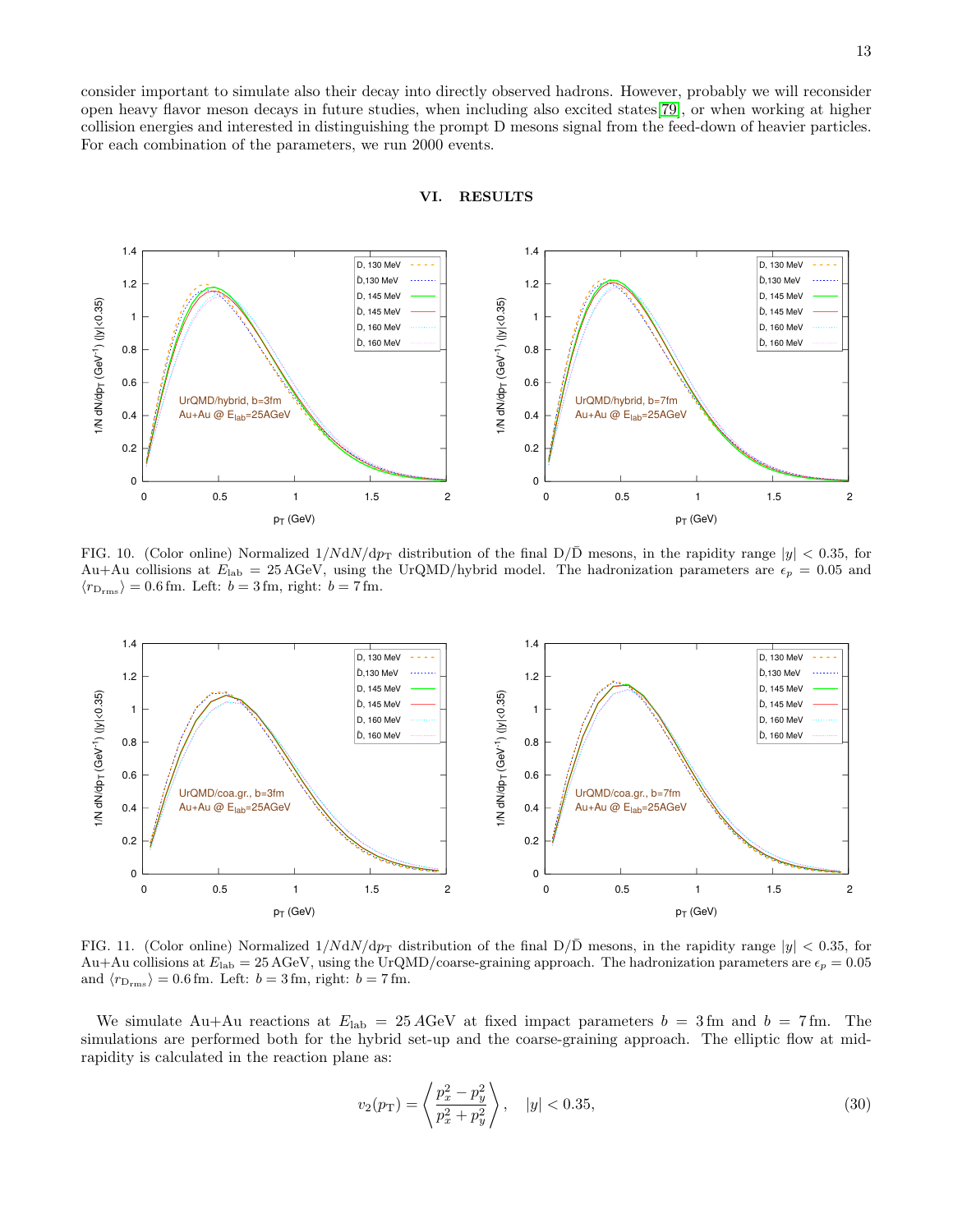consider important to simulate also their decay into directly observed hadrons. However, probably we will reconsider open heavy flavor meson decays in future studies, when including also excited states[79], or when working at higher collision energies and interested in distinguishing the prompt D mesons signal from the feed-down of heavier particles. For each combination of the parameters, we run 2000 events.

## VI. RESULTS

FIG. 10. (Color online) Normalized $1/N\mathrm{d}N/\mathrm{d}p_\mathrm{T}$ distribution of the final D/$\bar{\mathrm{D}}$ mesons, in the rapidity range $|y| < 0.35$, for Au+Au collisions at $E_\mathrm{lab} = 25\,\mathrm{AGeV}$, using the UrQMD/hybrid model. The hadronization parameters are $\epsilon_p = 0.05$ and $\langle r_{\mathrm{D_{rms}}}\rangle = 0.6\,\mathrm{fm}$. Left: $b = 3\,\mathrm{fm}$, right: $b = 7\,\mathrm{fm}$.

FIG. 11. (Color online) Normalized $1/N\mathrm{d}N/\mathrm{d}p_\mathrm{T}$ distribution of the final D/$\bar{\mathrm{D}}$ mesons, in the rapidity range $|y| < 0.35$, for Au+Au collisions at $E_\mathrm{lab} = 25\,\mathrm{AGeV}$, using the UrQMD/coarse-graining approach. The hadronization parameters are $\epsilon_p = 0.05$ and $\langle r_{\mathrm{D_{rms}}}\rangle = 0.6\,\mathrm{fm}$. Left: $b = 3\,\mathrm{fm}$, right: $b = 7\,\mathrm{fm}$.

We simulate Au+Au reactions at $E_\mathrm{lab} = 25\,A\mathrm{GeV}$ at fixed impact parameters $b = 3\,\mathrm{fm}$ and $b = 7\,\mathrm{fm}$. The simulations are performed both for the hybrid set-up and the coarse-graining approach. The elliptic flow at mid-rapidity is calculated in the reaction plane as:

$$v_2(p_\mathrm{T}) = \left\langle \frac{p_x^2 - p_y^2}{p_x^2 + p_y^2} \right\rangle, \quad |y| < 0.35, \tag{30}$$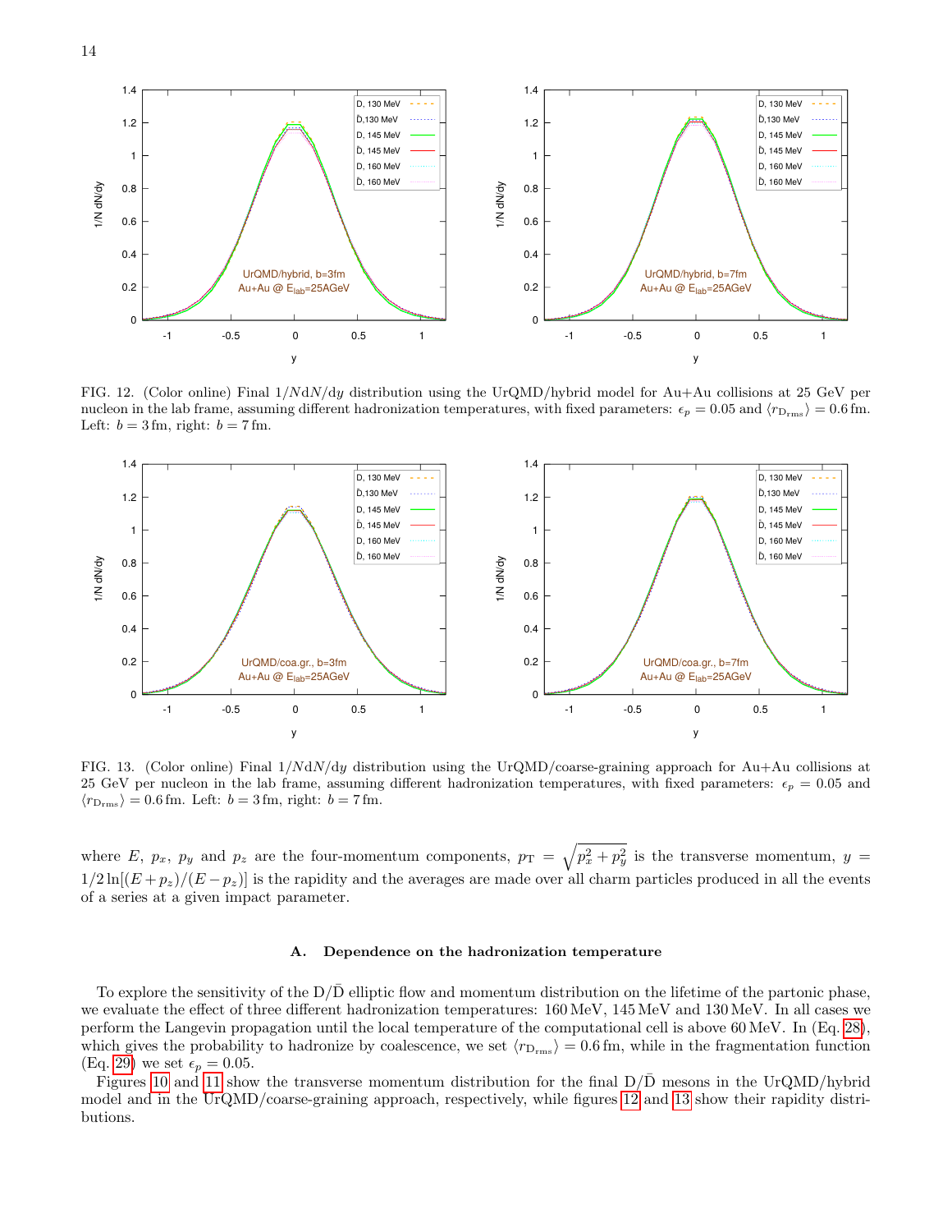FIG. 12. (Color online) Final $1/NdN/dy$ distribution using the UrQMD/hybrid model for Au+Au collisions at 25 GeV per nucleon in the lab frame, assuming different hadronization temperatures, with fixed parameters: $\epsilon_p = 0.05$ and $\langle r_{\mathrm{D_{rms}}} \rangle = 0.6\,\mathrm{fm}$. Left: $b = 3\,\mathrm{fm}$, right: $b = 7\,\mathrm{fm}$.

FIG. 13. (Color online) Final $1/NdN/dy$ distribution using the UrQMD/coarse-graining approach for Au+Au collisions at 25 GeV per nucleon in the lab frame, assuming different hadronization temperatures, with fixed parameters: $\epsilon_p = 0.05$ and $\langle r_{\mathrm{D_{rms}}} \rangle = 0.6\,\mathrm{fm}$. Left: $b = 3\,\mathrm{fm}$, right: $b = 7\,\mathrm{fm}$.

where $E$, $p_x$, $p_y$ and $p_z$ are the four-momentum components, $p_{\mathrm{T}} = \sqrt{p_x^2 + p_y^2}$ is the transverse momentum, $y = 1/2 \ln[(E + p_z)/(E - p_z)]$ is the rapidity and the averages are made over all charm particles produced in all the events of a series at a given impact parameter.

### A. Dependence on the hadronization temperature

To explore the sensitivity of the D/$\bar{\mathrm{D}}$ elliptic flow and momentum distribution on the lifetime of the partonic phase, we evaluate the effect of three different hadronization temperatures: 160 MeV, 145 MeV and 130 MeV. In all cases we perform the Langevin propagation until the local temperature of the computational cell is above 60 MeV. In (Eq. 28), which gives the probability to hadronize by coalescence, we set $\langle r_{\mathrm{D_{rms}}} \rangle = 0.6\,\mathrm{fm}$, while in the fragmentation function (Eq. 29) we set $\epsilon_p = 0.05$.

Figures 10 and 11 show the transverse momentum distribution for the final D/$\bar{\mathrm{D}}$ mesons in the UrQMD/hybrid model and in the UrQMD/coarse-graining approach, respectively, while figures 12 and 13 show their rapidity distributions.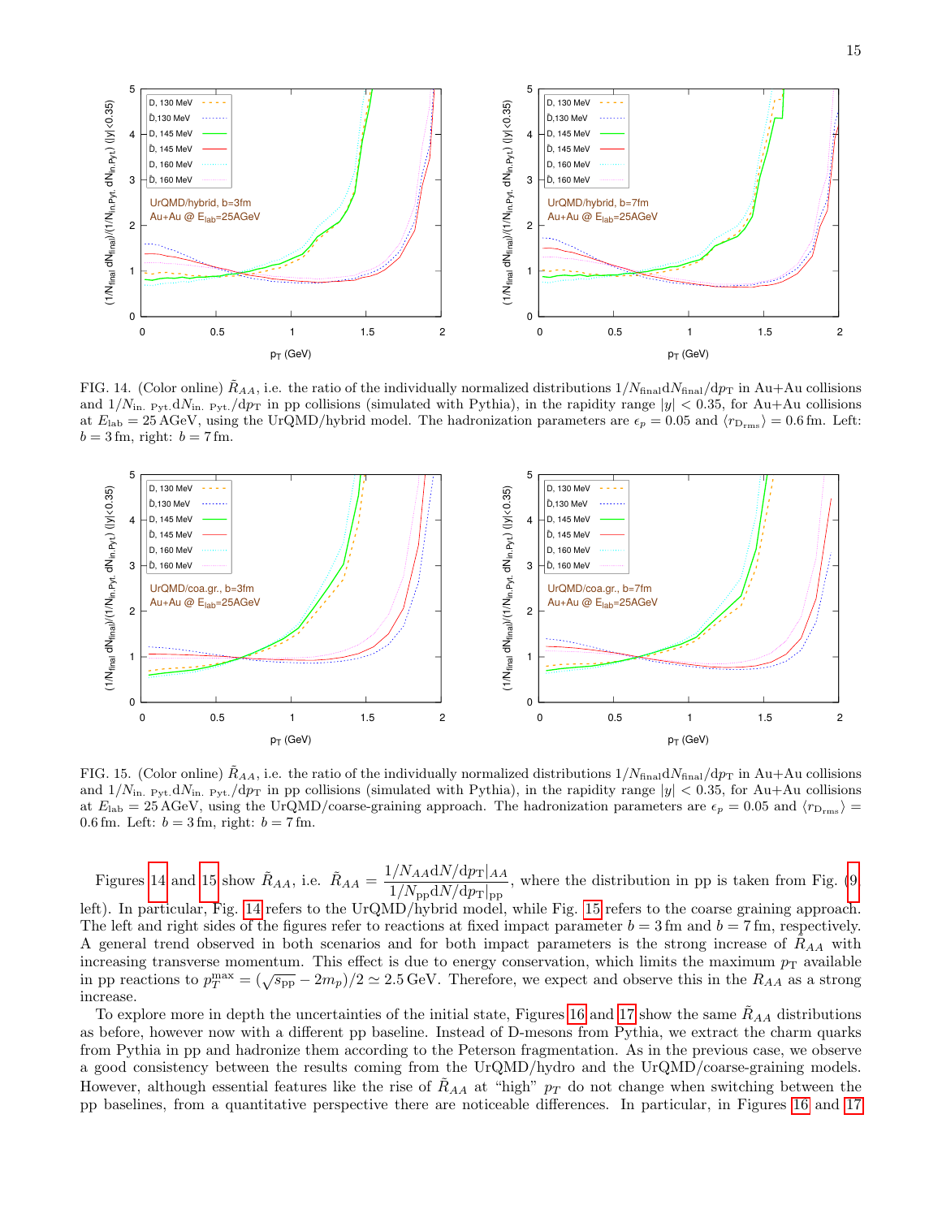FIG. 14. (Color online) $\tilde{R}_{AA}$, i.e. the ratio of the individually normalized distributions $1/N_{\rm final}{\rm d}N_{\rm final}/{\rm d}p_T$ in Au+Au collisions and $1/N_{\rm in.\ Pyt.}{\rm d}N_{\rm in.\ Pyt.}/{\rm d}p_T$ in pp collisions (simulated with Pythia), in the rapidity range $|y| < 0.35$, for Au+Au collisions at $E_{\rm lab} = 25$ AGeV, using the UrQMD/hybrid model. The hadronization parameters are $\epsilon_p = 0.05$ and $\langle r_{\rm D_{rms}} \rangle = 0.6$ fm. Left: $b = 3$ fm, right: $b = 7$ fm.

FIG. 15. (Color online) $\tilde{R}_{AA}$, i.e. the ratio of the individually normalized distributions $1/N_{\rm final}{\rm d}N_{\rm final}/{\rm d}p_T$ in Au+Au collisions and $1/N_{\rm in.\ Pyt.}{\rm d}N_{\rm in.\ Pyt.}/{\rm d}p_T$ in pp collisions (simulated with Pythia), in the rapidity range $|y| < 0.35$, for Au+Au collisions at $E_{\rm lab} = 25$ AGeV, using the UrQMD/coarse-graining approach. The hadronization parameters are $\epsilon_p = 0.05$ and $\langle r_{\rm D_{rms}} \rangle = 0.6$ fm. Left: $b = 3$ fm, right: $b = 7$ fm.

Figures 14 and 15 show $\tilde{R}_{AA}$, i.e. $\tilde{R}_{AA} = \dfrac{1/N_{AA}{\rm d}N/{\rm d}p_{\rm T}|_{AA}}{1/N_{\rm pp}{\rm d}N/{\rm d}p_{\rm T}|_{\rm pp}}$, where the distribution in pp is taken from Fig. (9 left). In particular, Fig. 14 refers to the UrQMD/hybrid model, while Fig. 15 refers to the coarse graining approach. The left and right sides of the figures refer to reactions at fixed impact parameter $b = 3$ fm and $b = 7$ fm, respectively. A general trend observed in both scenarios and for both impact parameters is the strong increase of $\tilde{R}_{AA}$ with increasing transverse momentum. This effect is due to energy conservation, which limits the maximum $p_{\rm T}$ available in pp reactions to $p_T^{\rm max} = (\sqrt{s_{\rm pp}} - 2m_p)/2 \simeq 2.5$ GeV. Therefore, we expect and observe this in the $R_{AA}$ as a strong increase.

To explore more in depth the uncertainties of the initial state, Figures 16 and 17 show the same $\tilde{R}_{AA}$ distributions as before, however now with a different pp baseline. Instead of D-mesons from Pythia, we extract the charm quarks from Pythia in pp and hadronize them according to the Peterson fragmentation. As in the previous case, we observe a good consistency between the results coming from the UrQMD/hydro and the UrQMD/coarse-graining models. However, although essential features like the rise of $\tilde{R}_{AA}$ at "high" $p_T$ do not change when switching between the pp baselines, from a quantitative perspective there are noticeable differences. In particular, in Figures 16 and 17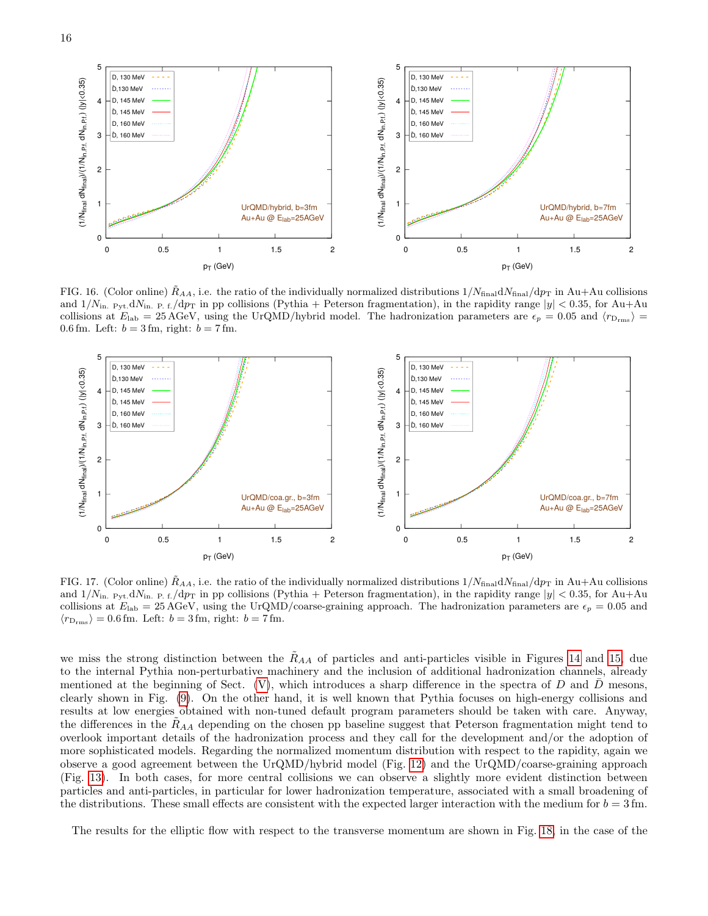FIG. 16. (Color online) $\tilde{R}_{AA}$, i.e. the ratio of the individually normalized distributions $1/N_{\rm final}{\rm d}N_{\rm final}/{\rm d}p_{\rm T}$ in Au+Au collisions and $1/N_{\rm in.\ Pyt.}{\rm d}N_{\rm in.\ P.\ f.}/{\rm d}p_T$ in pp collisions (Pythia + Peterson fragmentation), in the rapidity range $|y| < 0.35$, for Au+Au collisions at $E_{\rm lab} = 25\,$AGeV, using the UrQMD/hybrid model. The hadronization parameters are $\epsilon_p = 0.05$ and $\langle r_{\rm D_{rms}}\rangle = 0.6\,$fm. Left: $b = 3\,$fm, right: $b = 7\,$fm.

FIG. 17. (Color online) $\tilde{R}_{AA}$, i.e. the ratio of the individually normalized distributions $1/N_{\rm final}{\rm d}N_{\rm final}/{\rm d}p_{\rm T}$ in Au+Au collisions and $1/N_{\rm in.\ Pyt.}{\rm d}N_{\rm in.\ P.\ f.}/{\rm d}p_T$ in pp collisions (Pythia + Peterson fragmentation), in the rapidity range $|y| < 0.35$, for Au+Au collisions at $E_{\rm lab} = 25\,$AGeV, using the UrQMD/coarse-graining approach. The hadronization parameters are $\epsilon_p = 0.05$ and $\langle r_{\rm D_{rms}}\rangle = 0.6\,$fm. Left: $b = 3\,$fm, right: $b = 7\,$fm.

we miss the strong distinction between the $\tilde{R}_{AA}$ of particles and anti-particles visible in Figures 14 and 15, due to the internal Pythia non-perturbative machinery and the inclusion of additional hadronization channels, already mentioned at the beginning of Sect. (V), which introduces a sharp difference in the spectra of $D$ and $\bar{D}$ mesons, clearly shown in Fig. (9). On the other hand, it is well known that Pythia focuses on high-energy collisions and results at low energies obtained with non-tuned default program parameters should be taken with care. Anyway, the differences in the $\tilde{R}_{AA}$ depending on the chosen pp baseline suggest that Peterson fragmentation might tend to overlook important details of the hadronization process and they call for the development and/or the adoption of more sophisticated models. Regarding the normalized momentum distribution with respect to the rapidity, again we observe a good agreement between the UrQMD/hybrid model (Fig. 12) and the UrQMD/coarse-graining approach (Fig. 13). In both cases, for more central collisions we can observe a slightly more evident distinction between particles and anti-particles, in particular for lower hadronization temperature, associated with a small broadening of the distributions. These small effects are consistent with the expected larger interaction with the medium for $b = 3\,$fm.

The results for the elliptic flow with respect to the transverse momentum are shown in Fig. 18, in the case of the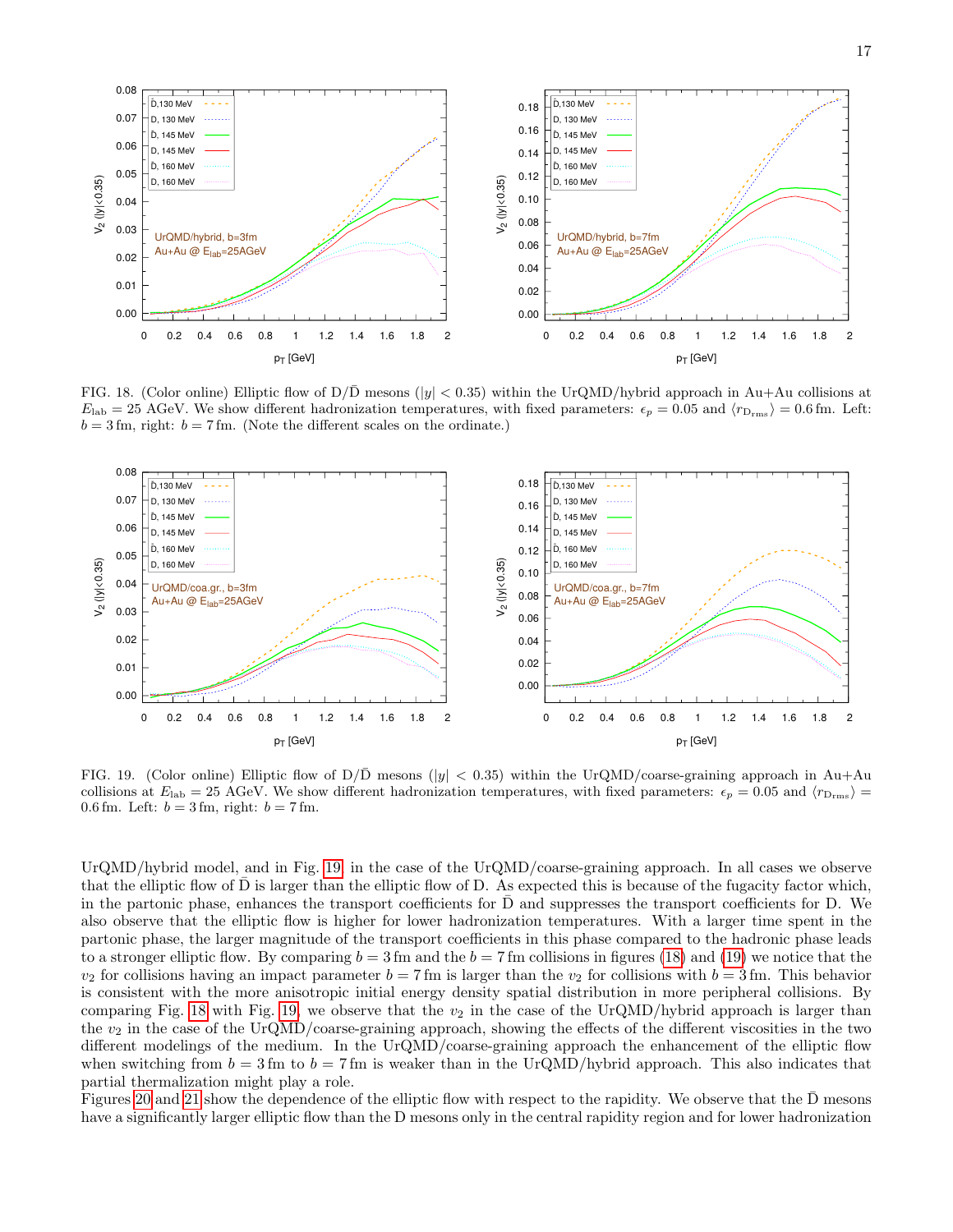FIG. 18. (Color online) Elliptic flow of D/$\bar{\mathrm{D}}$ mesons ($|y| < 0.35$) within the UrQMD/hybrid approach in Au+Au collisions at $E_{\mathrm{lab}} = 25$ AGeV. We show different hadronization temperatures, with fixed parameters: $\epsilon_p = 0.05$ and $\langle r_{\mathrm{D_{rms}}} \rangle = 0.6$ fm. Left: $b = 3$ fm, right: $b = 7$ fm. (Note the different scales on the ordinate.)

FIG. 19. (Color online) Elliptic flow of D/$\bar{\mathrm{D}}$ mesons ($|y| < 0.35$) within the UrQMD/coarse-graining approach in Au+Au collisions at $E_{\mathrm{lab}} = 25$ AGeV. We show different hadronization temperatures, with fixed parameters: $\epsilon_p = 0.05$ and $\langle r_{\mathrm{D_{rms}}} \rangle = 0.6$ fm. Left: $b = 3$ fm, right: $b = 7$ fm.

UrQMD/hybrid model, and in Fig. 19 in the case of the UrQMD/coarse-graining approach. In all cases we observe that the elliptic flow of $\bar{\mathrm{D}}$ is larger than the elliptic flow of D. As expected this is because of the fugacity factor which, in the partonic phase, enhances the transport coefficients for $\bar{\mathrm{D}}$ and suppresses the transport coefficients for D. We also observe that the elliptic flow is higher for lower hadronization temperatures. With a larger time spent in the partonic phase, the larger magnitude of the transport coefficients in this phase compared to the hadronic phase leads to a stronger elliptic flow. By comparing $b = 3$ fm and the $b = 7$ fm collisions in figures (18) and (19) we notice that the $v_2$ for collisions having an impact parameter $b = 7$ fm is larger than the $v_2$ for collisions with $b = 3$ fm. This behavior is consistent with the more anisotropic initial energy density spatial distribution in more peripheral collisions. By comparing Fig. 18 with Fig. 19, we observe that the $v_2$ in the case of the UrQMD/hybrid approach is larger than the $v_2$ in the case of the UrQMD/coarse-graining approach, showing the effects of the different viscosities in the two different modelings of the medium. In the UrQMD/coarse-graining approach the enhancement of the elliptic flow when switching from $b = 3$ fm to $b = 7$ fm is weaker than in the UrQMD/hybrid approach. This also indicates that partial thermalization might play a role.

Figures 20 and 21 show the dependence of the elliptic flow with respect to the rapidity. We observe that the $\bar{\mathrm{D}}$ mesons have a significantly larger elliptic flow than the D mesons only in the central rapidity region and for lower hadronization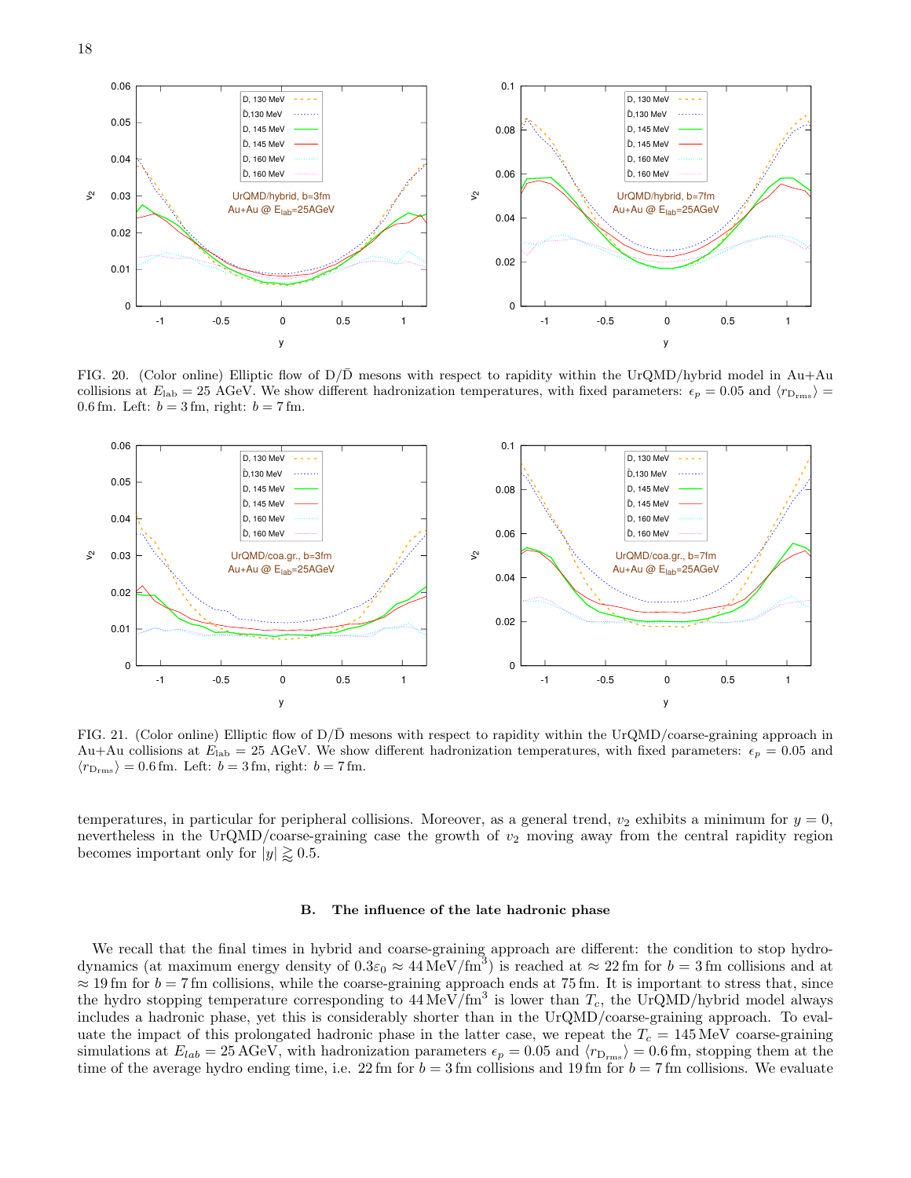FIG. 20. (Color online) Elliptic flow of D/$\bar{\mathrm{D}}$ mesons with respect to rapidity within the UrQMD/hybrid model in Au+Au collisions at $E_{\mathrm{lab}} = 25$ AGeV. We show different hadronization temperatures, with fixed parameters: $\epsilon_p = 0.05$ and $\langle r_{\mathrm{D_{rms}}} \rangle = 0.6$ fm. Left: $b = 3$ fm, right: $b = 7$ fm.

FIG. 21. (Color online) Elliptic flow of D/$\bar{\mathrm{D}}$ mesons with respect to rapidity within the UrQMD/coarse-graining approach in Au+Au collisions at $E_{\mathrm{lab}} = 25$ AGeV. We show different hadronization temperatures, with fixed parameters: $\epsilon_p = 0.05$ and $\langle r_{\mathrm{D_{rms}}} \rangle = 0.6$ fm. Left: $b = 3$ fm, right: $b = 7$ fm.

temperatures, in particular for peripheral collisions. Moreover, as a general trend, $v_2$ exhibits a minimum for $y = 0$, nevertheless in the UrQMD/coarse-graining case the growth of $v_2$ moving away from the central rapidity region becomes important only for $|y| \gtrsim 0.5$.

### B. The influence of the late hadronic phase

We recall that the final times in hybrid and coarse-graining approach are different: the condition to stop hydrodynamics (at maximum energy density of $0.3\varepsilon_0 \approx 44\,\mathrm{MeV/fm^3}$) is reached at $\approx 22$ fm for $b = 3$ fm collisions and at $\approx 19$ fm for $b = 7$ fm collisions, while the coarse-graining approach ends at 75 fm. It is important to stress that, since the hydro stopping temperature corresponding to $44\,\mathrm{MeV/fm^3}$ is lower than $T_c$, the UrQMD/hybrid model always includes a hadronic phase, yet this is considerably shorter than in the UrQMD/coarse-graining approach. To evaluate the impact of this prolongated hadronic phase in the latter case, we repeat the $T_c = 145$ MeV coarse-graining simulations at $E_{lab} = 25$ AGeV, with hadronization parameters $\epsilon_p = 0.05$ and $\langle r_{\mathrm{D_{rms}}} \rangle = 0.6$ fm, stopping them at the time of the average hydro ending time, i.e. 22 fm for $b = 3$ fm collisions and 19 fm for $b = 7$ fm collisions. We evaluate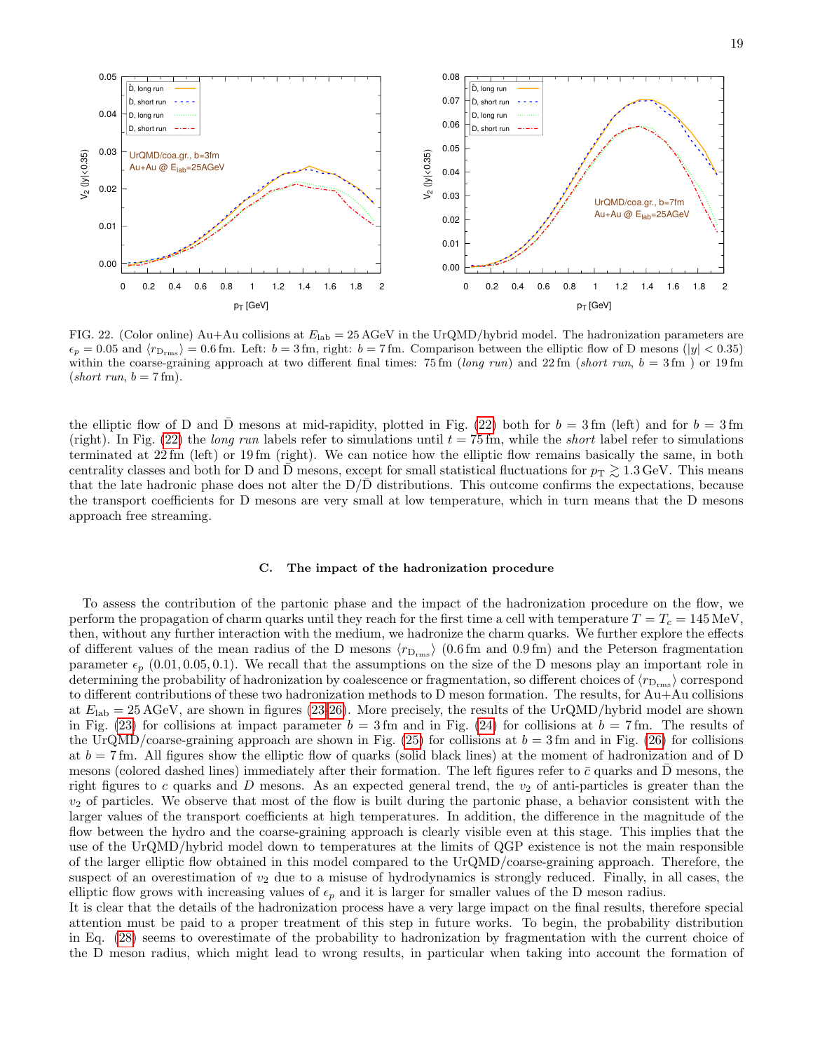FIG. 22. (Color online) Au+Au collisions at $E_{\rm lab} = 25$ AGeV in the UrQMD/hybrid model. The hadronization parameters are $\epsilon_p = 0.05$ and $\langle r_{\rm D_{rms}} \rangle = 0.6$ fm. Left: $b = 3$ fm, right: $b = 7$ fm. Comparison between the elliptic flow of D mesons ($|y| < 0.35$) within the coarse-graining approach at two different final times: 75 fm (*long run*) and 22 fm (*short run*, $b = 3$ fm ) or 19 fm (*short run*, $b = 7$ fm).

the elliptic flow of D and $\bar{\rm D}$ mesons at mid-rapidity, plotted in Fig. (22) both for $b = 3$ fm (left) and for $b = 3$ fm (right). In Fig. (22) the *long run* labels refer to simulations until $t = 75$ fm, while the *short* label refer to simulations terminated at 22 fm (left) or 19 fm (right). We can notice how the elliptic flow remains basically the same, in both centrality classes and both for D and $\bar{\rm D}$ mesons, except for small statistical fluctuations for $p_{\rm T} \gtrsim 1.3$ GeV. This means that the late hadronic phase does not alter the D/$\bar{\rm D}$ distributions. This outcome confirms the expectations, because the transport coefficients for D mesons are very small at low temperature, which in turn means that the D mesons approach free streaming.

### C. The impact of the hadronization procedure

To assess the contribution of the partonic phase and the impact of the hadronization procedure on the flow, we perform the propagation of charm quarks until they reach for the first time a cell with temperature $T = T_c = 145$ MeV, then, without any further interaction with the medium, we hadronize the charm quarks. We further explore the effects of different values of the mean radius of the D mesons $\langle r_{\rm D_{rms}} \rangle$ (0.6 fm and 0.9 fm) and the Peterson fragmentation parameter $\epsilon_p$ (0.01, 0.05, 0.1). We recall that the assumptions on the size of the D mesons play an important role in determining the probability of hadronization by coalescence or fragmentation, so different choices of $\langle r_{\rm D_{rms}} \rangle$ correspond to different contributions of these two hadronization methods to D meson formation. The results, for Au+Au collisions at $E_{\rm lab} = 25$ AGeV, are shown in figures (23-26). More precisely, the results of the UrQMD/hybrid model are shown in Fig. (23) for collisions at impact parameter $b = 3$ fm and in Fig. (24) for collisions at $b = 7$ fm. The results of the UrQMD/coarse-graining approach are shown in Fig. (25) for collisions at $b = 3$ fm and in Fig. (26) for collisions at $b = 7$ fm. All figures show the elliptic flow of quarks (solid black lines) at the moment of hadronization and of D mesons (colored dashed lines) immediately after their formation. The left figures refer to $\bar{c}$ quarks and $\bar{\rm D}$ mesons, the right figures to $c$ quarks and $D$ mesons. As an expected general trend, the $v_2$ of anti-particles is greater than the $v_2$ of particles. We observe that most of the flow is built during the partonic phase, a behavior consistent with the larger values of the transport coefficients at high temperatures. In addition, the difference in the magnitude of the flow between the hydro and the coarse-graining approach is clearly visible even at this stage. This implies that the use of the UrQMD/hybrid model down to temperatures at the limits of QGP existence is not the main responsible of the larger elliptic flow obtained in this model compared to the UrQMD/coarse-graining approach. Therefore, the suspect of an overestimation of $v_2$ due to a misuse of hydrodynamics is strongly reduced. Finally, in all cases, the elliptic flow grows with increasing values of $\epsilon_p$ and it is larger for smaller values of the D meson radius.

It is clear that the details of the hadronization process have a very large impact on the final results, therefore special attention must be paid to a proper treatment of this step in future works. To begin, the probability distribution in Eq. (28) seems to overestimate of the probability to hadronization by fragmentation with the current choice of the D meson radius, which might lead to wrong results, in particular when taking into account the formation of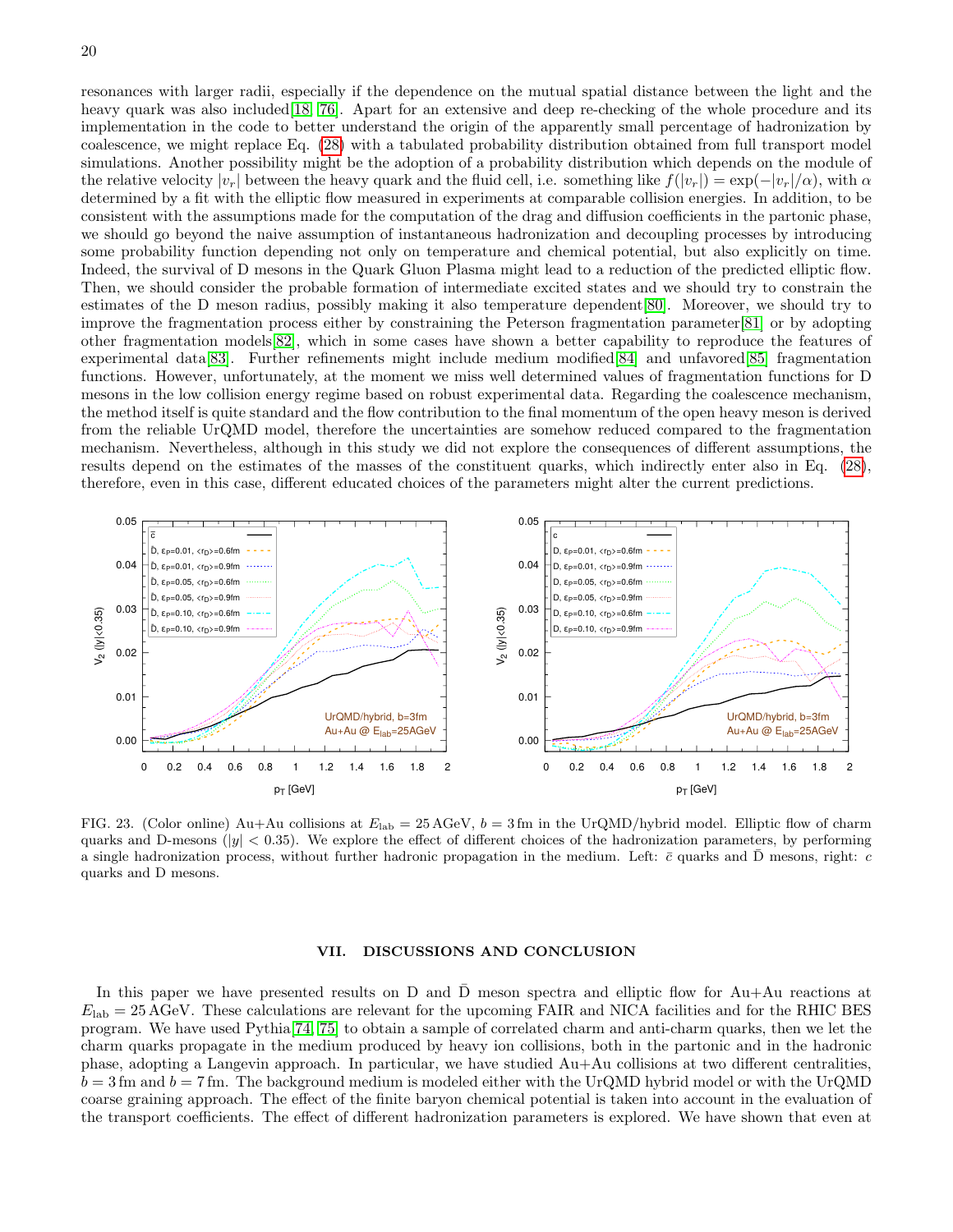resonances with larger radii, especially if the dependence on the mutual spatial distance between the light and the heavy quark was also included[18, 76]. Apart for an extensive and deep re-checking of the whole procedure and its implementation in the code to better understand the origin of the apparently small percentage of hadronization by coalescence, we might replace Eq. (28) with a tabulated probability distribution obtained from full transport model simulations. Another possibility might be the adoption of a probability distribution which depends on the module of the relative velocity $|v_r|$ between the heavy quark and the fluid cell, i.e. something like $f(|v_r|) = \exp(-|v_r|/\alpha)$, with $\alpha$ determined by a fit with the elliptic flow measured in experiments at comparable collision energies. In addition, to be consistent with the assumptions made for the computation of the drag and diffusion coefficients in the partonic phase, we should go beyond the naive assumption of instantaneous hadronization and decoupling processes by introducing some probability function depending not only on temperature and chemical potential, but also explicitly on time. Indeed, the survival of D mesons in the Quark Gluon Plasma might lead to a reduction of the predicted elliptic flow. Then, we should consider the probable formation of intermediate excited states and we should try to constrain the estimates of the D meson radius, possibly making it also temperature dependent[80]. Moreover, we should try to improve the fragmentation process either by constraining the Peterson fragmentation parameter[81] or by adopting other fragmentation models[82], which in some cases have shown a better capability to reproduce the features of experimental data[83]. Further refinements might include medium modified[84] and unfavored[85] fragmentation functions. However, unfortunately, at the moment we miss well determined values of fragmentation functions for D mesons in the low collision energy regime based on robust experimental data. Regarding the coalescence mechanism, the method itself is quite standard and the flow contribution to the final momentum of the open heavy meson is derived from the reliable UrQMD model, therefore the uncertainties are somehow reduced compared to the fragmentation mechanism. Nevertheless, although in this study we did not explore the consequences of different assumptions, the results depend on the estimates of the masses of the constituent quarks, which indirectly enter also in Eq. (28), therefore, even in this case, different educated choices of the parameters might alter the current predictions.

FIG. 23. (Color online) Au+Au collisions at $E_{\rm lab} = 25\,$AGeV, $b = 3\,$fm in the UrQMD/hybrid model. Elliptic flow of charm quarks and D-mesons ($|y| < 0.35$). We explore the effect of different choices of the hadronization parameters, by performing a single hadronization process, without further hadronic propagation in the medium. Left: $\bar{c}$ quarks and $\bar{\rm D}$ mesons, right: $c$ quarks and D mesons.

## VII. DISCUSSIONS AND CONCLUSION

In this paper we have presented results on D and $\bar{\rm D}$ meson spectra and elliptic flow for Au+Au reactions at $E_{\rm lab} = 25\,$AGeV. These calculations are relevant for the upcoming FAIR and NICA facilities and for the RHIC BES program. We have used Pythia[74, 75] to obtain a sample of correlated charm and anti-charm quarks, then we let the charm quarks propagate in the medium produced by heavy ion collisions, both in the partonic and in the hadronic phase, adopting a Langevin approach. In particular, we have studied Au+Au collisions at two different centralities, $b = 3\,$fm and $b = 7\,$fm. The background medium is modeled either with the UrQMD hybrid model or with the UrQMD coarse graining approach. The effect of the finite baryon chemical potential is taken into account in the evaluation of the transport coefficients. The effect of different hadronization parameters is explored. We have shown that even at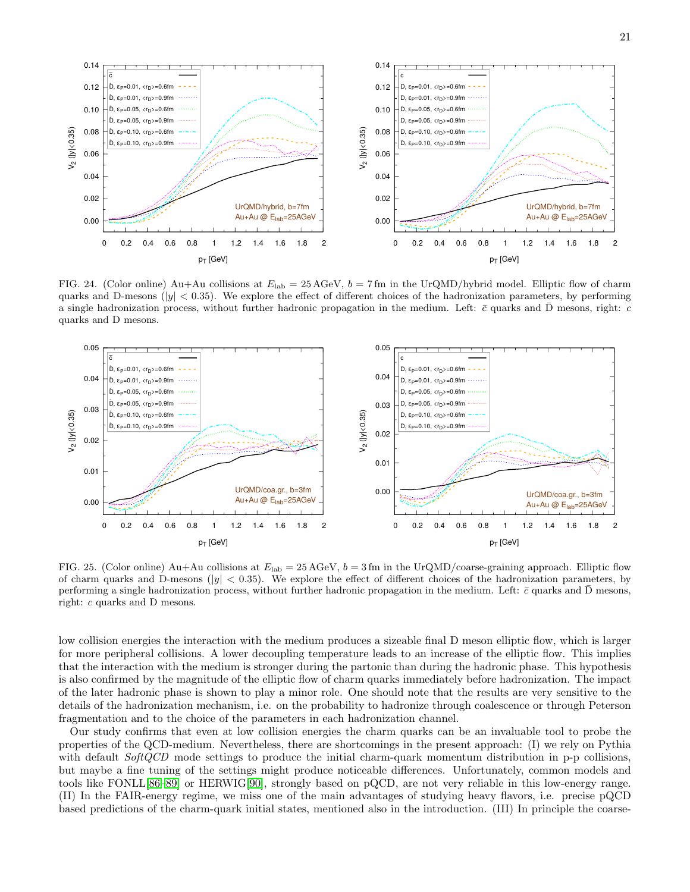FIG. 24. (Color online) Au+Au collisions at $E_{\rm lab} = 25\,$AGeV, $b = 7\,$fm in the UrQMD/hybrid model. Elliptic flow of charm quarks and D-mesons ($|y| < 0.35$). We explore the effect of different choices of the hadronization parameters, by performing a single hadronization process, without further hadronic propagation in the medium. Left: $\bar{c}$ quarks and $\bar{\rm D}$ mesons, right: $c$ quarks and D mesons.

FIG. 25. (Color online) Au+Au collisions at $E_{\rm lab} = 25\,$AGeV, $b = 3\,$fm in the UrQMD/coarse-graining approach. Elliptic flow of charm quarks and D-mesons ($|y| < 0.35$). We explore the effect of different choices of the hadronization parameters, by performing a single hadronization process, without further hadronic propagation in the medium. Left: $\bar{c}$ quarks and $\bar{\rm D}$ mesons, right: $c$ quarks and D mesons.

low collision energies the interaction with the medium produces a sizeable final D meson elliptic flow, which is larger for more peripheral collisions. A lower decoupling temperature leads to an increase of the elliptic flow. This implies that the interaction with the medium is stronger during the partonic than during the hadronic phase. This hypothesis is also confirmed by the magnitude of the elliptic flow of charm quarks immediately before hadronization. The impact of the later hadronic phase is shown to play a minor role. One should note that the results are very sensitive to the details of the hadronization mechanism, i.e. on the probability to hadronize through coalescence or through Peterson fragmentation and to the choice of the parameters in each hadronization channel.

Our study confirms that even at low collision energies the charm quarks can be an invaluable tool to probe the properties of the QCD-medium. Nevertheless, there are shortcomings in the present approach: (I) we rely on Pythia with default *SoftQCD* mode settings to produce the initial charm-quark momentum distribution in p-p collisions, but maybe a fine tuning of the settings might produce noticeable differences. Unfortunately, common models and tools like FONLL[86–89] or HERWIG[90], strongly based on pQCD, are not very reliable in this low-energy range. (II) In the FAIR-energy regime, we miss one of the main advantages of studying heavy flavors, i.e. precise pQCD based predictions of the charm-quark initial states, mentioned also in the introduction. (III) In principle the coarse-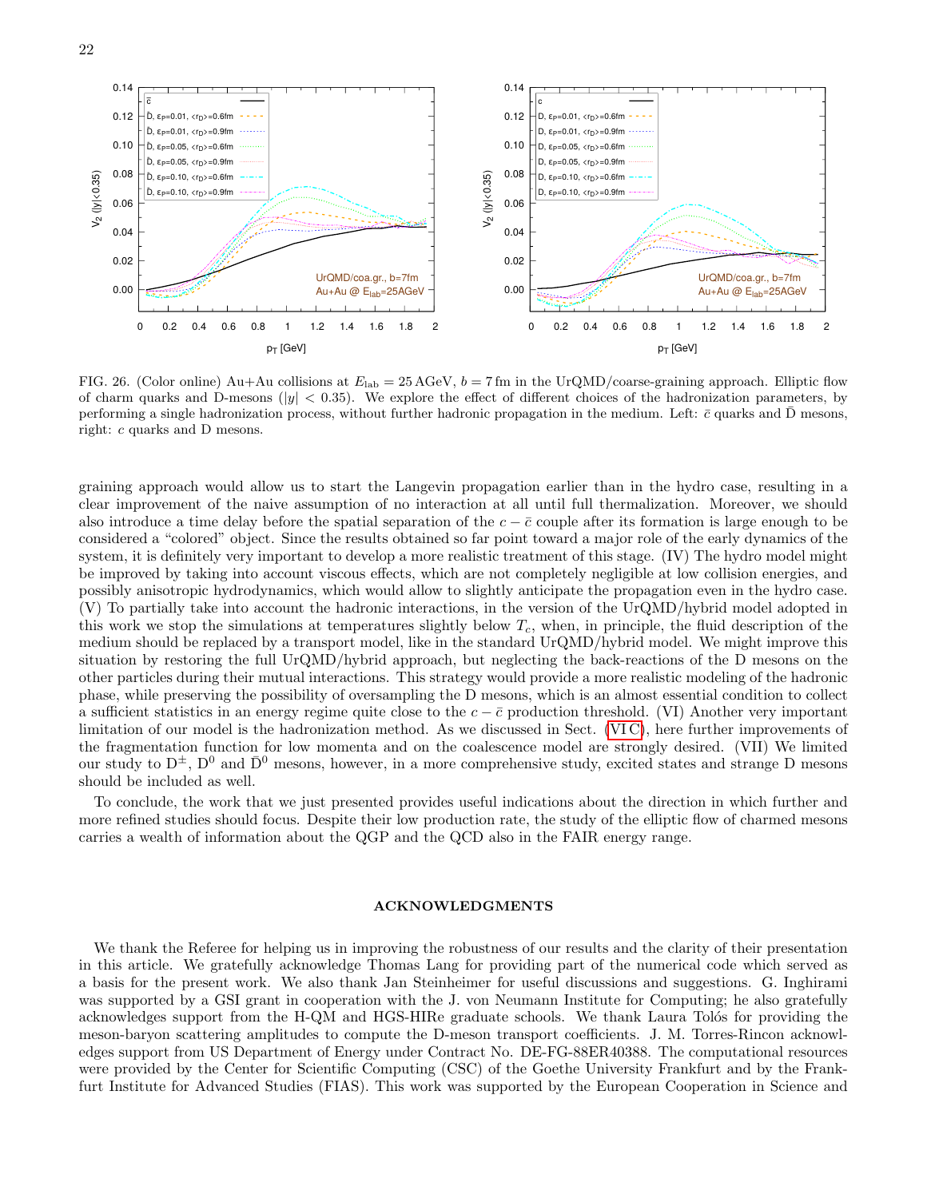FIG. 26. (Color online) Au+Au collisions at $E_{\rm lab} = 25\,{\rm AGeV}$, $b = 7\,{\rm fm}$ in the UrQMD/coarse-graining approach. Elliptic flow of charm quarks and D-mesons ($|y| < 0.35$). We explore the effect of different choices of the hadronization parameters, by performing a single hadronization process, without further hadronic propagation in the medium. Left: $\bar{c}$ quarks and $\bar{\rm D}$ mesons, right: $c$ quarks and D mesons.

graining approach would allow us to start the Langevin propagation earlier than in the hydro case, resulting in a clear improvement of the naive assumption of no interaction at all until full thermalization. Moreover, we should also introduce a time delay before the spatial separation of the $c-\bar{c}$ couple after its formation is large enough to be considered a "colored" object. Since the results obtained so far point toward a major role of the early dynamics of the system, it is definitely very important to develop a more realistic treatment of this stage. (IV) The hydro model might be improved by taking into account viscous effects, which are not completely negligible at low collision energies, and possibly anisotropic hydrodynamics, which would allow to slightly anticipate the propagation even in the hydro case. (V) To partially take into account the hadronic interactions, in the version of the UrQMD/hybrid model adopted in this work we stop the simulations at temperatures slightly below $T_c$, when, in principle, the fluid description of the medium should be replaced by a transport model, like in the standard UrQMD/hybrid model. We might improve this situation by restoring the full UrQMD/hybrid approach, but neglecting the back-reactions of the D mesons on the other particles during their mutual interactions. This strategy would provide a more realistic modeling of the hadronic phase, while preserving the possibility of oversampling the D mesons, which is an almost essential condition to collect a sufficient statistics in an energy regime quite close to the $c-\bar{c}$ production threshold. (VI) Another very important limitation of our model is the hadronization method. As we discussed in Sect. (VI C), here further improvements of the fragmentation function for low momenta and on the coalescence model are strongly desired. (VII) We limited our study to $\rm D^{\pm}$, $\rm D^0$ and $\bar{\rm D}^0$ mesons, however, in a more comprehensive study, excited states and strange D mesons should be included as well.

To conclude, the work that we just presented provides useful indications about the direction in which further and more refined studies should focus. Despite their low production rate, the study of the elliptic flow of charmed mesons carries a wealth of information about the QGP and the QCD also in the FAIR energy range.

## ACKNOWLEDGMENTS

We thank the Referee for helping us in improving the robustness of our results and the clarity of their presentation in this article. We gratefully acknowledge Thomas Lang for providing part of the numerical code which served as a basis for the present work. We also thank Jan Steinheimer for useful discussions and suggestions. G. Inghirami was supported by a GSI grant in cooperation with the J. von Neumann Institute for Computing; he also gratefully acknowledges support from the H-QM and HGS-HIRe graduate schools. We thank Laura Tolós for providing the meson-baryon scattering amplitudes to compute the D-meson transport coefficients. J. M. Torres-Rincon acknowledges support from US Department of Energy under Contract No. DE-FG-88ER40388. The computational resources were provided by the Center for Scientific Computing (CSC) of the Goethe University Frankfurt and by the Frankfurt Institute for Advanced Studies (FIAS). This work was supported by the European Cooperation in Science and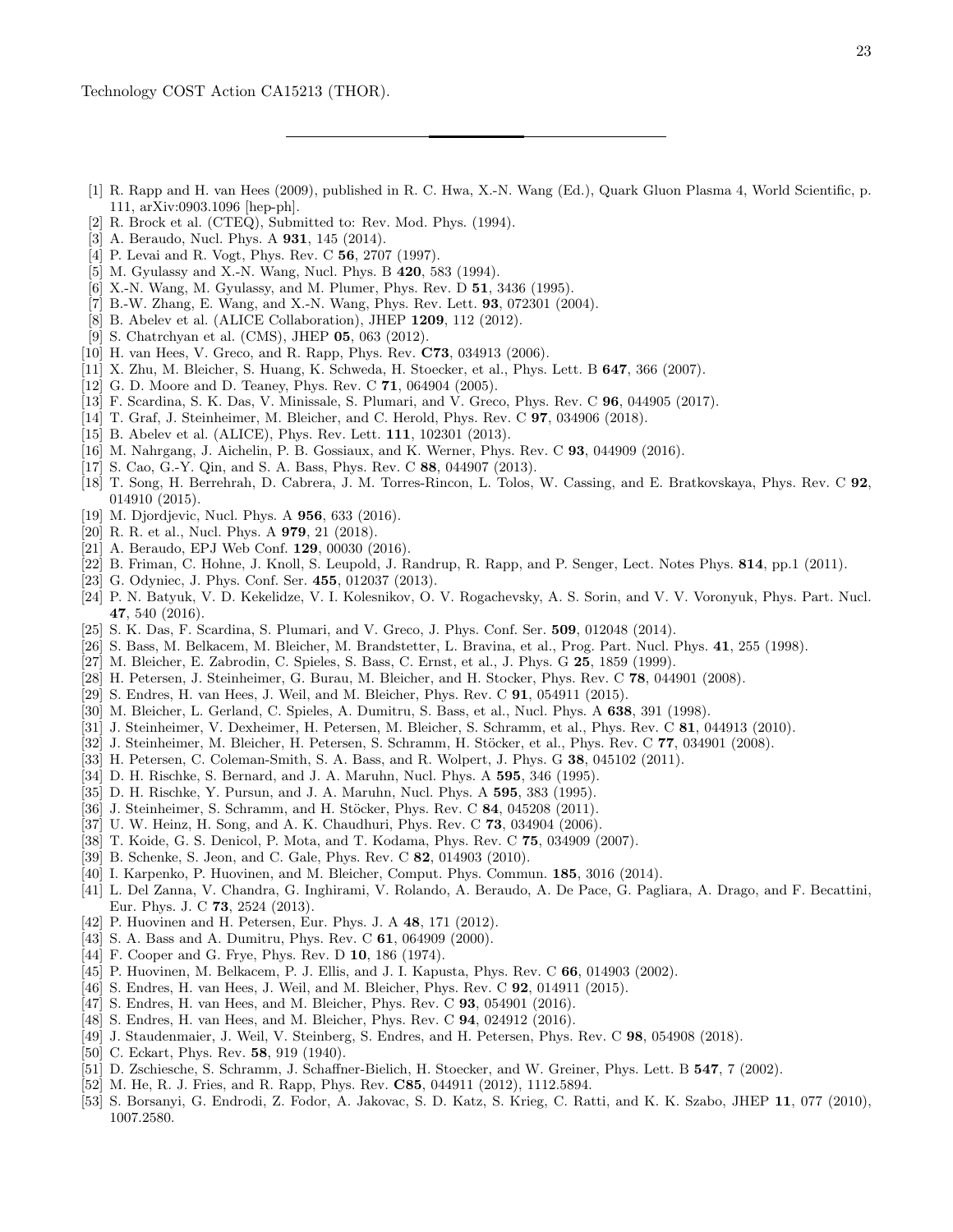Technology COST Action CA15213 (THOR).

---

[1] R. Rapp and H. van Hees (2009), published in R. C. Hwa, X.-N. Wang (Ed.), Quark Gluon Plasma 4, World Scientific, p. 111, arXiv:0903.1096 [hep-ph].
[2] R. Brock et al. (CTEQ), Submitted to: Rev. Mod. Phys. (1994).
[3] A. Beraudo, Nucl. Phys. A **931**, 145 (2014).
[4] P. Levai and R. Vogt, Phys. Rev. C **56**, 2707 (1997).
[5] M. Gyulassy and X.-N. Wang, Nucl. Phys. B **420**, 583 (1994).
[6] X.-N. Wang, M. Gyulassy, and M. Plumer, Phys. Rev. D **51**, 3436 (1995).
[7] B.-W. Zhang, E. Wang, and X.-N. Wang, Phys. Rev. Lett. **93**, 072301 (2004).
[8] B. Abelev et al. (ALICE Collaboration), JHEP **1209**, 112 (2012).
[9] S. Chatrchyan et al. (CMS), JHEP **05**, 063 (2012).
[10] H. van Hees, V. Greco, and R. Rapp, Phys. Rev. **C73**, 034913 (2006).
[11] X. Zhu, M. Bleicher, S. Huang, K. Schweda, H. Stoecker, et al., Phys. Lett. B **647**, 366 (2007).
[12] G. D. Moore and D. Teaney, Phys. Rev. C **71**, 064904 (2005).
[13] F. Scardina, S. K. Das, V. Minissale, S. Plumari, and V. Greco, Phys. Rev. C **96**, 044905 (2017).
[14] T. Graf, J. Steinheimer, M. Bleicher, and C. Herold, Phys. Rev. C **97**, 034906 (2018).
[15] B. Abelev et al. (ALICE), Phys. Rev. Lett. **111**, 102301 (2013).
[16] M. Nahrgang, J. Aichelin, P. B. Gossiaux, and K. Werner, Phys. Rev. C **93**, 044909 (2016).
[17] S. Cao, G.-Y. Qin, and S. A. Bass, Phys. Rev. C **88**, 044907 (2013).
[18] T. Song, H. Berrehrah, D. Cabrera, J. M. Torres-Rincon, L. Tolos, W. Cassing, and E. Bratkovskaya, Phys. Rev. C **92**, 014910 (2015).
[19] M. Djordjevic, Nucl. Phys. A **956**, 633 (2016).
[20] R. R. et al., Nucl. Phys. A **979**, 21 (2018).
[21] A. Beraudo, EPJ Web Conf. **129**, 00030 (2016).
[22] B. Friman, C. Hohne, J. Knoll, S. Leupold, J. Randrup, R. Rapp, and P. Senger, Lect. Notes Phys. **814**, pp.1 (2011).
[23] G. Odyniec, J. Phys. Conf. Ser. **455**, 012037 (2013).
[24] P. N. Batyuk, V. D. Kekelidze, V. I. Kolesnikov, O. V. Rogachevsky, A. S. Sorin, and V. V. Voronyuk, Phys. Part. Nucl. **47**, 540 (2016).
[25] S. K. Das, F. Scardina, S. Plumari, and V. Greco, J. Phys. Conf. Ser. **509**, 012048 (2014).
[26] S. Bass, M. Belkacem, M. Bleicher, M. Brandstetter, L. Bravina, et al., Prog. Part. Nucl. Phys. **41**, 255 (1998).
[27] M. Bleicher, E. Zabrodin, C. Spieles, S. Bass, C. Ernst, et al., J. Phys. G **25**, 1859 (1999).
[28] H. Petersen, J. Steinheimer, G. Burau, M. Bleicher, and H. Stocker, Phys. Rev. C **78**, 044901 (2008).
[29] S. Endres, H. van Hees, J. Weil, and M. Bleicher, Phys. Rev. C **91**, 054911 (2015).
[30] M. Bleicher, L. Gerland, C. Spieles, A. Dumitru, S. Bass, et al., Nucl. Phys. A **638**, 391 (1998).
[31] J. Steinheimer, V. Dexheimer, H. Petersen, M. Bleicher, S. Schramm, et al., Phys. Rev. C **81**, 044913 (2010).
[32] J. Steinheimer, M. Bleicher, H. Petersen, S. Schramm, H. Stöcker, et al., Phys. Rev. C **77**, 034901 (2008).
[33] H. Petersen, C. Coleman-Smith, S. A. Bass, and R. Wolpert, J. Phys. G **38**, 045102 (2011).
[34] D. H. Rischke, S. Bernard, and J. A. Maruhn, Nucl. Phys. A **595**, 346 (1995).
[35] D. H. Rischke, Y. Pursun, and J. A. Maruhn, Nucl. Phys. A **595**, 383 (1995).
[36] J. Steinheimer, S. Schramm, and H. Stöcker, Phys. Rev. C **84**, 045208 (2011).
[37] U. W. Heinz, H. Song, and A. K. Chaudhuri, Phys. Rev. C **73**, 034904 (2006).
[38] T. Koide, G. S. Denicol, P. Mota, and T. Kodama, Phys. Rev. C **75**, 034909 (2007).
[39] B. Schenke, S. Jeon, and C. Gale, Phys. Rev. C **82**, 014903 (2010).
[40] I. Karpenko, P. Huovinen, and M. Bleicher, Comput. Phys. Commun. **185**, 3016 (2014).
[41] L. Del Zanna, V. Chandra, G. Inghirami, V. Rolando, A. Beraudo, A. De Pace, G. Pagliara, A. Drago, and F. Becattini, Eur. Phys. J. C **73**, 2524 (2013).
[42] P. Huovinen and H. Petersen, Eur. Phys. J. A **48**, 171 (2012).
[43] S. A. Bass and A. Dumitru, Phys. Rev. C **61**, 064909 (2000).
[44] F. Cooper and G. Frye, Phys. Rev. D **10**, 186 (1974).
[45] P. Huovinen, M. Belkacem, P. J. Ellis, and J. I. Kapusta, Phys. Rev. C **66**, 014903 (2002).
[46] S. Endres, H. van Hees, J. Weil, and M. Bleicher, Phys. Rev. C **92**, 014911 (2015).
[47] S. Endres, H. van Hees, and M. Bleicher, Phys. Rev. C **93**, 054901 (2016).
[48] S. Endres, H. van Hees, and M. Bleicher, Phys. Rev. C **94**, 024912 (2016).
[49] J. Staudenmaier, J. Weil, V. Steinberg, S. Endres, and H. Petersen, Phys. Rev. C **98**, 054908 (2018).
[50] C. Eckart, Phys. Rev. **58**, 919 (1940).
[51] D. Zschiesche, S. Schramm, J. Schaffner-Bielich, H. Stoecker, and W. Greiner, Phys. Lett. B **547**, 7 (2002).
[52] M. He, R. J. Fries, and R. Rapp, Phys. Rev. **C85**, 044911 (2012), 1112.5894.
[53] S. Borsanyi, G. Endrodi, Z. Fodor, A. Jakovac, S. D. Katz, S. Krieg, C. Ratti, and K. K. Szabo, JHEP **11**, 077 (2010), 1007.2580.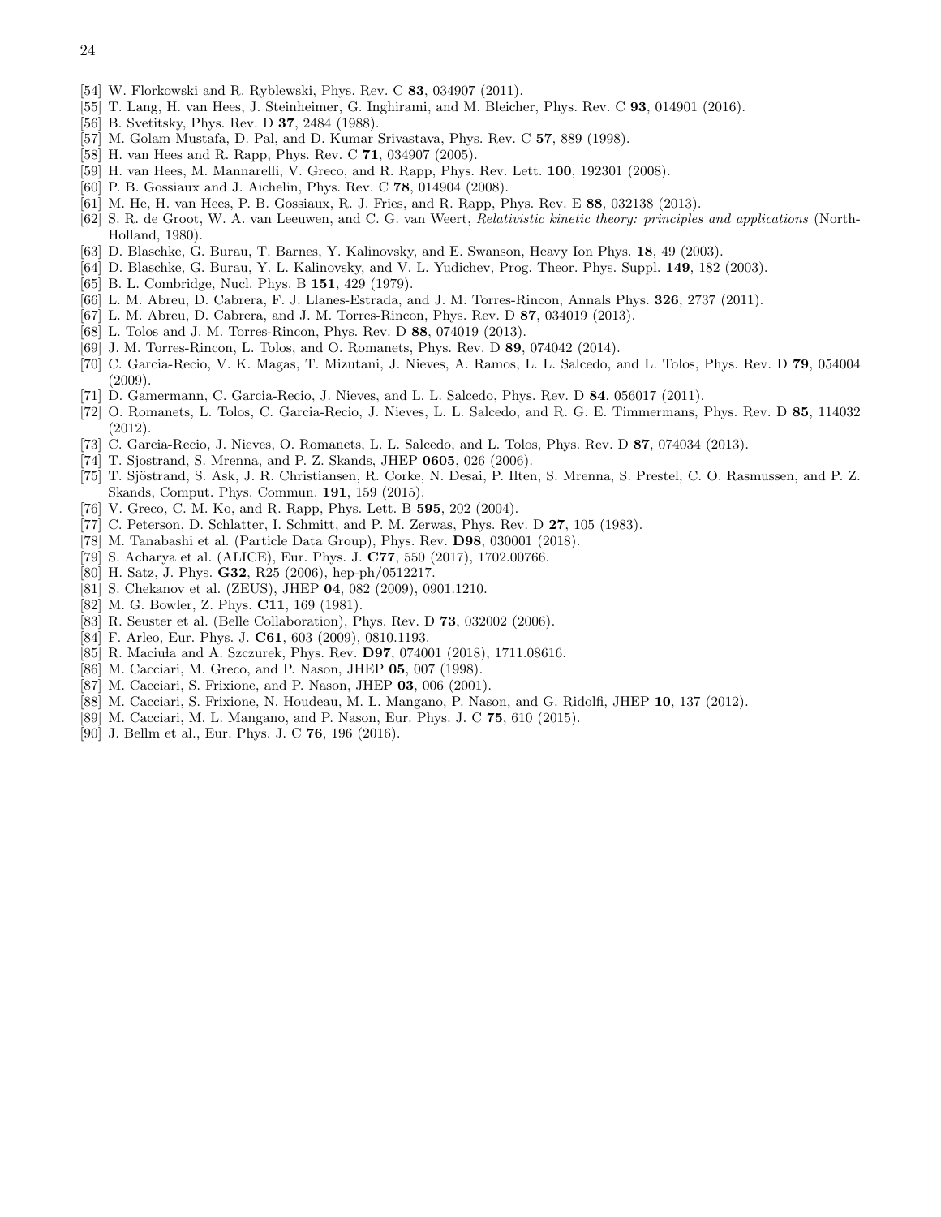[54] W. Florkowski and R. Ryblewski, Phys. Rev. C **83**, 034907 (2011).
[55] T. Lang, H. van Hees, J. Steinheimer, G. Inghirami, and M. Bleicher, Phys. Rev. C **93**, 014901 (2016).
[56] B. Svetitsky, Phys. Rev. D **37**, 2484 (1988).
[57] M. Golam Mustafa, D. Pal, and D. Kumar Srivastava, Phys. Rev. C **57**, 889 (1998).
[58] H. van Hees and R. Rapp, Phys. Rev. C **71**, 034907 (2005).
[59] H. van Hees, M. Mannarelli, V. Greco, and R. Rapp, Phys. Rev. Lett. **100**, 192301 (2008).
[60] P. B. Gossiaux and J. Aichelin, Phys. Rev. C **78**, 014904 (2008).
[61] M. He, H. van Hees, P. B. Gossiaux, R. J. Fries, and R. Rapp, Phys. Rev. E **88**, 032138 (2013).
[62] S. R. de Groot, W. A. van Leeuwen, and C. G. van Weert, *Relativistic kinetic theory: principles and applications* (North-Holland, 1980).
[63] D. Blaschke, G. Burau, T. Barnes, Y. Kalinovsky, and E. Swanson, Heavy Ion Phys. **18**, 49 (2003).
[64] D. Blaschke, G. Burau, Y. L. Kalinovsky, and V. L. Yudichev, Prog. Theor. Phys. Suppl. **149**, 182 (2003).
[65] B. L. Combridge, Nucl. Phys. B **151**, 429 (1979).
[66] L. M. Abreu, D. Cabrera, F. J. Llanes-Estrada, and J. M. Torres-Rincon, Annals Phys. **326**, 2737 (2011).
[67] L. M. Abreu, D. Cabrera, and J. M. Torres-Rincon, Phys. Rev. D **87**, 034019 (2013).
[68] L. Tolos and J. M. Torres-Rincon, Phys. Rev. D **88**, 074019 (2013).
[69] J. M. Torres-Rincon, L. Tolos, and O. Romanets, Phys. Rev. D **89**, 074042 (2014).
[70] C. Garcia-Recio, V. K. Magas, T. Mizutani, J. Nieves, A. Ramos, L. L. Salcedo, and L. Tolos, Phys. Rev. D **79**, 054004 (2009).
[71] D. Gamermann, C. Garcia-Recio, J. Nieves, and L. L. Salcedo, Phys. Rev. D **84**, 056017 (2011).
[72] O. Romanets, L. Tolos, C. Garcia-Recio, J. Nieves, L. L. Salcedo, and R. G. E. Timmermans, Phys. Rev. D **85**, 114032 (2012).
[73] C. Garcia-Recio, J. Nieves, O. Romanets, L. L. Salcedo, and L. Tolos, Phys. Rev. D **87**, 074034 (2013).
[74] T. Sjostrand, S. Mrenna, and P. Z. Skands, JHEP **0605**, 026 (2006).
[75] T. Sjöstrand, S. Ask, J. R. Christiansen, R. Corke, N. Desai, P. Ilten, S. Mrenna, S. Prestel, C. O. Rasmussen, and P. Z. Skands, Comput. Phys. Commun. **191**, 159 (2015).
[76] V. Greco, C. M. Ko, and R. Rapp, Phys. Lett. B **595**, 202 (2004).
[77] C. Peterson, D. Schlatter, I. Schmitt, and P. M. Zerwas, Phys. Rev. D **27**, 105 (1983).
[78] M. Tanabashi et al. (Particle Data Group), Phys. Rev. **D98**, 030001 (2018).
[79] S. Acharya et al. (ALICE), Eur. Phys. J. **C77**, 550 (2017), 1702.00766.
[80] H. Satz, J. Phys. **G32**, R25 (2006), hep-ph/0512217.
[81] S. Chekanov et al. (ZEUS), JHEP **04**, 082 (2009), 0901.1210.
[82] M. G. Bowler, Z. Phys. **C11**, 169 (1981).
[83] R. Seuster et al. (Belle Collaboration), Phys. Rev. D **73**, 032002 (2006).
[84] F. Arleo, Eur. Phys. J. **C61**, 603 (2009), 0810.1193.
[85] R. Maciuła and A. Szczurek, Phys. Rev. **D97**, 074001 (2018), 1711.08616.
[86] M. Cacciari, M. Greco, and P. Nason, JHEP **05**, 007 (1998).
[87] M. Cacciari, S. Frixione, and P. Nason, JHEP **03**, 006 (2001).
[88] M. Cacciari, S. Frixione, N. Houdeau, M. L. Mangano, P. Nason, and G. Ridolfi, JHEP **10**, 137 (2012).
[89] M. Cacciari, M. L. Mangano, and P. Nason, Eur. Phys. J. C **75**, 610 (2015).
[90] J. Bellm et al., Eur. Phys. J. C **76**, 196 (2016).